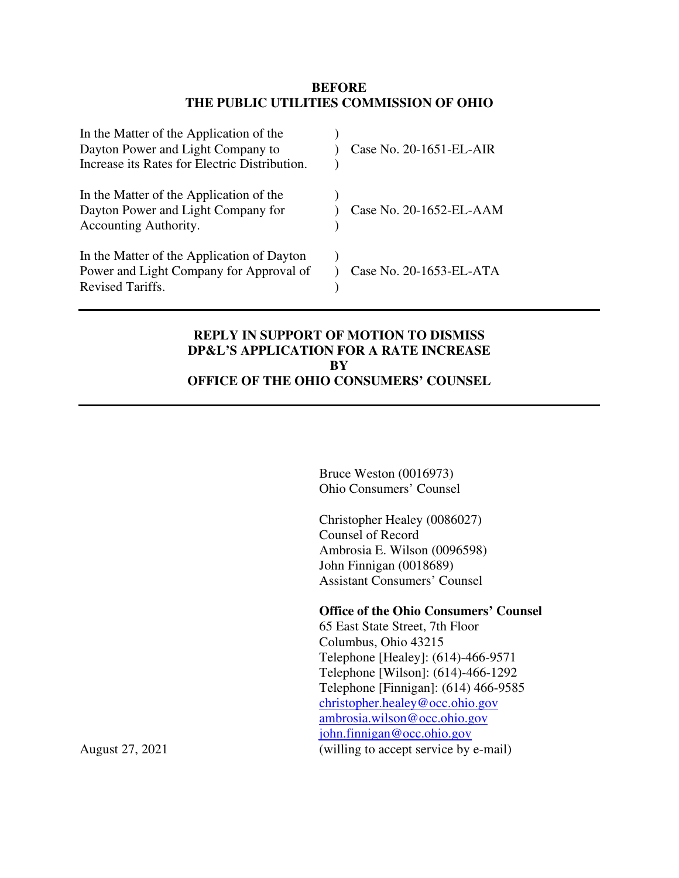**BEFORE**
**THE PUBLIC UTILITIES COMMISSION OF OHIO**

| | | |
|---|---|---|
| In the Matter of the Application of the Dayton Power and Light Company to Increase its Rates for Electric Distribution. | ) ) ) | Case No. 20-1651-EL-AIR |
| In the Matter of the Application of the Dayton Power and Light Company for Accounting Authority. | ) ) ) | Case No. 20-1652-EL-AAM |
| In the Matter of the Application of Dayton Power and Light Company for Approval of Revised Tariffs. | ) ) ) | Case No. 20-1653-EL-ATA |

---

**REPLY IN SUPPORT OF MOTION TO DISMISS**
**DP&L'S APPLICATION FOR A RATE INCREASE**
**BY**
**OFFICE OF THE OHIO CONSUMERS' COUNSEL**

---

Bruce Weston (0016973)
Ohio Consumers' Counsel

Christopher Healey (0086027)
Counsel of Record
Ambrosia E. Wilson (0096598)
John Finnigan (0018689)
Assistant Consumers' Counsel

**Office of the Ohio Consumers' Counsel**
65 East State Street, 7th Floor
Columbus, Ohio 43215
Telephone [Healey]: (614)-466-9571
Telephone [Wilson]: (614)-466-1292
Telephone [Finnigan]: (614) 466-9585
christopher.healey@occ.ohio.gov
ambrosia.wilson@occ.ohio.gov
john.finnigan@occ.ohio.gov
(willing to accept service by e-mail)

August 27, 2021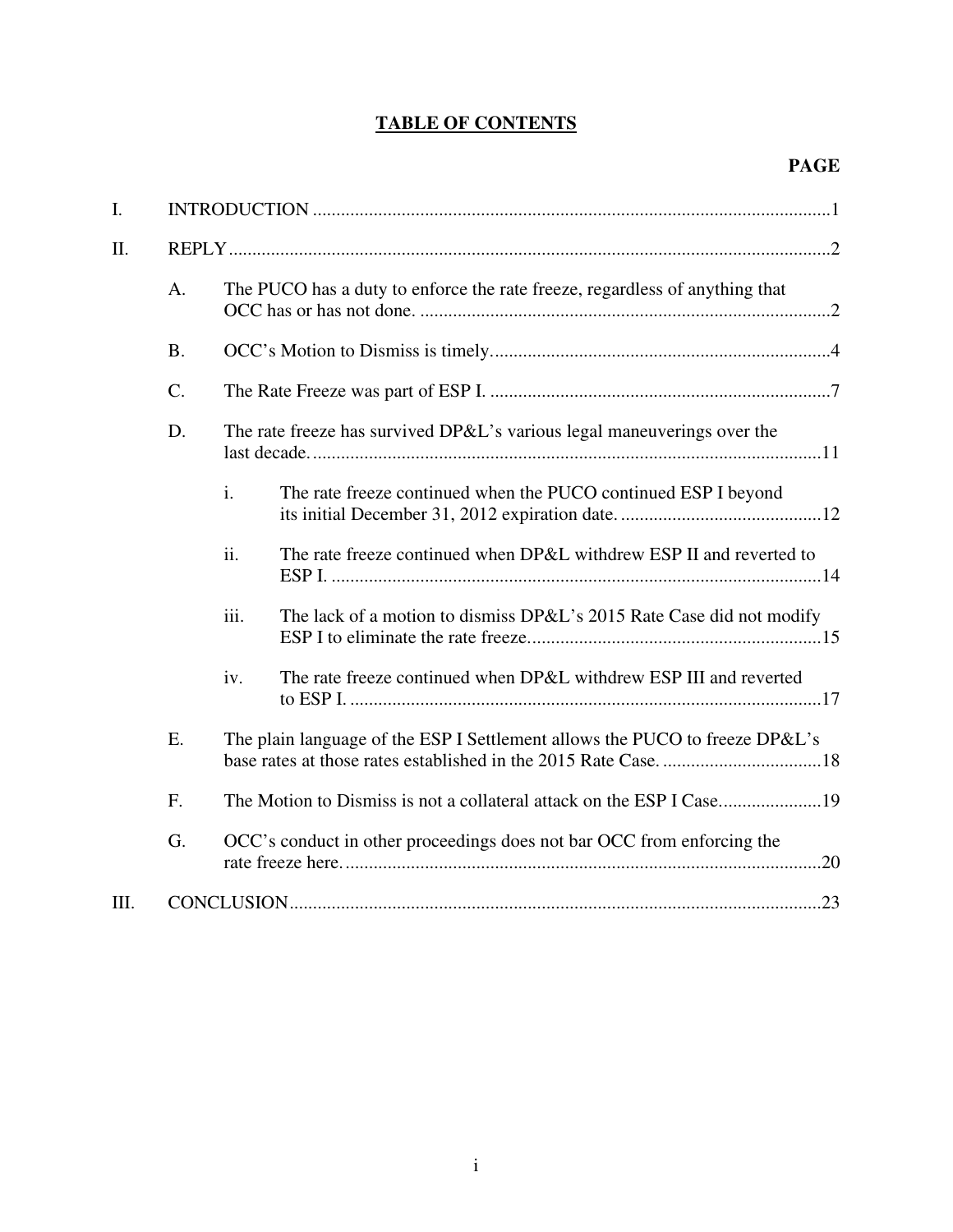# TABLE OF CONTENTS

| | | | PAGE |
|---|---|---|---|
| I. | INTRODUCTION | | 1 |
| II. | REPLY | | 2 |
| | A. | The PUCO has a duty to enforce the rate freeze, regardless of anything that OCC has or has not done. | 2 |
| | B. | OCC's Motion to Dismiss is timely. | 4 |
| | C. | The Rate Freeze was part of ESP I. | 7 |
| | D. | The rate freeze has survived DP&L's various legal maneuverings over the last decade. | 11 |
| | | i. The rate freeze continued when the PUCO continued ESP I beyond its initial December 31, 2012 expiration date. | 12 |
| | | ii. The rate freeze continued when DP&L withdrew ESP II and reverted to ESP I. | 14 |
| | | iii. The lack of a motion to dismiss DP&L's 2015 Rate Case did not modify ESP I to eliminate the rate freeze. | 15 |
| | | iv. The rate freeze continued when DP&L withdrew ESP III and reverted to ESP I. | 17 |
| | E. | The plain language of the ESP I Settlement allows the PUCO to freeze DP&L's base rates at those rates established in the 2015 Rate Case. | 18 |
| | F. | The Motion to Dismiss is not a collateral attack on the ESP I Case. | 19 |
| | G. | OCC's conduct in other proceedings does not bar OCC from enforcing the rate freeze here. | 20 |
| III. | CONCLUSION | | 23 |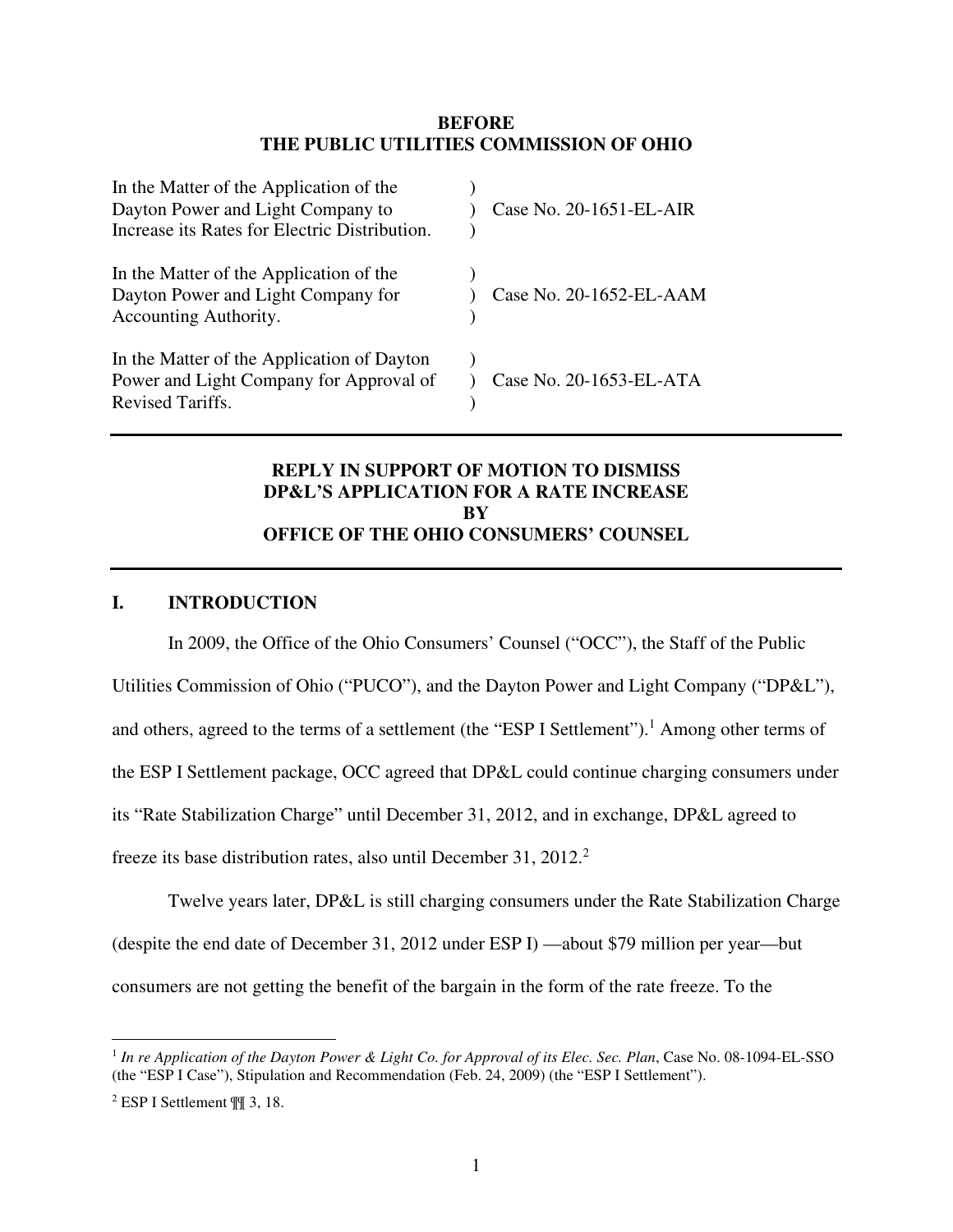**BEFORE**
**THE PUBLIC UTILITIES COMMISSION OF OHIO**

| | | |
|---|---|---|
| In the Matter of the Application of the Dayton Power and Light Company to Increase its Rates for Electric Distribution. | ) | Case No. 20-1651-EL-AIR |
| In the Matter of the Application of the Dayton Power and Light Company for Accounting Authority. | ) | Case No. 20-1652-EL-AAM |
| In the Matter of the Application of Dayton Power and Light Company for Approval of Revised Tariffs. | ) | Case No. 20-1653-EL-ATA |

---

**REPLY IN SUPPORT OF MOTION TO DISMISS DP&L'S APPLICATION FOR A RATE INCREASE BY OFFICE OF THE OHIO CONSUMERS' COUNSEL**

---

## I. INTRODUCTION

In 2009, the Office of the Ohio Consumers' Counsel ("OCC"), the Staff of the Public Utilities Commission of Ohio ("PUCO"), and the Dayton Power and Light Company ("DP&L"), and others, agreed to the terms of a settlement (the "ESP I Settlement").[1] Among other terms of the ESP I Settlement package, OCC agreed that DP&L could continue charging consumers under its "Rate Stabilization Charge" until December 31, 2012, and in exchange, DP&L agreed to freeze its base distribution rates, also until December 31, 2012.[2]

Twelve years later, DP&L is still charging consumers under the Rate Stabilization Charge (despite the end date of December 31, 2012 under ESP I) —about $79 million per year—but consumers are not getting the benefit of the bargain in the form of the rate freeze. To the

---

[1] *In re Application of the Dayton Power & Light Co. for Approval of its Elec. Sec. Plan*, Case No. 08-1094-EL-SSO (the "ESP I Case"), Stipulation and Recommendation (Feb. 24, 2009) (the "ESP I Settlement").

[2] ESP I Settlement ¶¶ 3, 18.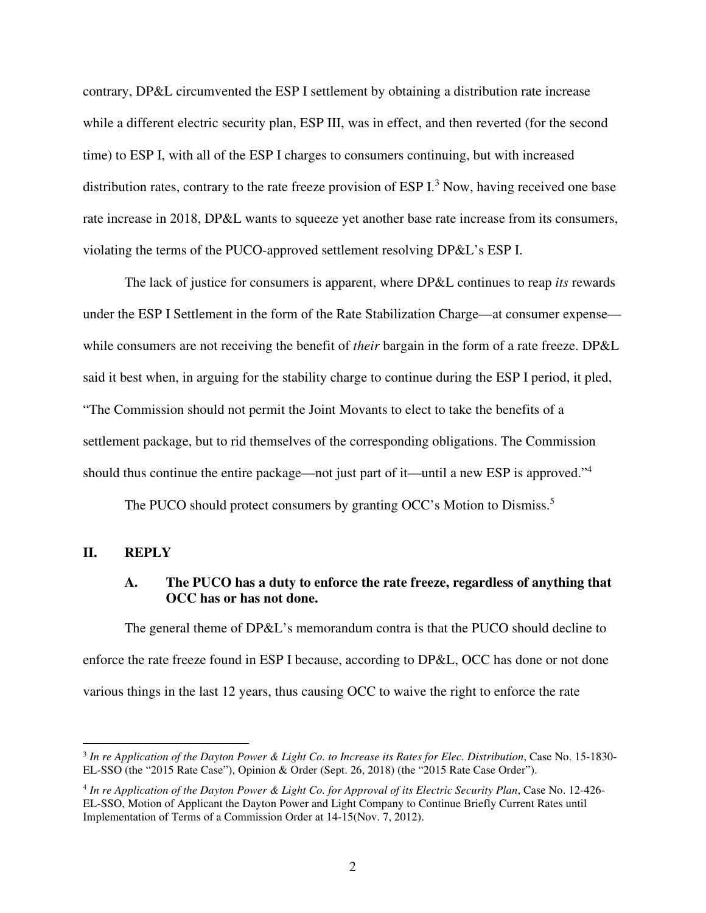contrary, DP&L circumvented the ESP I settlement by obtaining a distribution rate increase while a different electric security plan, ESP III, was in effect, and then reverted (for the second time) to ESP I, with all of the ESP I charges to consumers continuing, but with increased distribution rates, contrary to the rate freeze provision of ESP I.[3] Now, having received one base rate increase in 2018, DP&L wants to squeeze yet another base rate increase from its consumers, violating the terms of the PUCO-approved settlement resolving DP&L's ESP I.

The lack of justice for consumers is apparent, where DP&L continues to reap *its* rewards under the ESP I Settlement in the form of the Rate Stabilization Charge—at consumer expense—while consumers are not receiving the benefit of *their* bargain in the form of a rate freeze. DP&L said it best when, in arguing for the stability charge to continue during the ESP I period, it pled, "The Commission should not permit the Joint Movants to elect to take the benefits of a settlement package, but to rid themselves of the corresponding obligations. The Commission should thus continue the entire package—not just part of it—until a new ESP is approved."[4]

The PUCO should protect consumers by granting OCC's Motion to Dismiss.[5]

## II. REPLY

### A. The PUCO has a duty to enforce the rate freeze, regardless of anything that OCC has or has not done.

The general theme of DP&L's memorandum contra is that the PUCO should decline to enforce the rate freeze found in ESP I because, according to DP&L, OCC has done or not done various things in the last 12 years, thus causing OCC to waive the right to enforce the rate

---

[3] *In re Application of the Dayton Power & Light Co. to Increase its Rates for Elec. Distribution*, Case No. 15-1830-EL-SSO (the "2015 Rate Case"), Opinion & Order (Sept. 26, 2018) (the "2015 Rate Case Order").

[4] *In re Application of the Dayton Power & Light Co. for Approval of its Electric Security Plan*, Case No. 12-426-EL-SSO, Motion of Applicant the Dayton Power and Light Company to Continue Briefly Current Rates until Implementation of Terms of a Commission Order at 14-15(Nov. 7, 2012).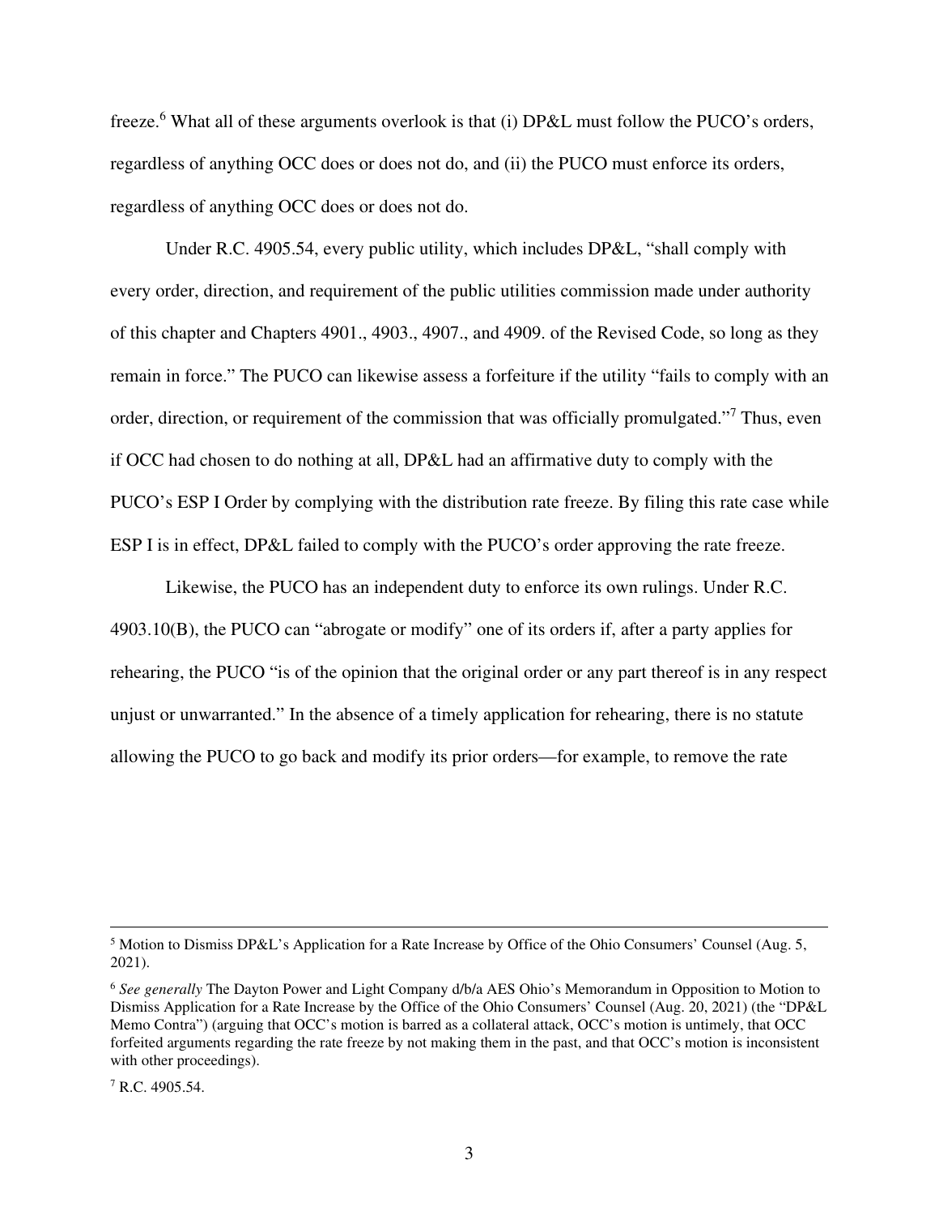freeze.[6] What all of these arguments overlook is that (i) DP&L must follow the PUCO's orders, regardless of anything OCC does or does not do, and (ii) the PUCO must enforce its orders, regardless of anything OCC does or does not do.

Under R.C. 4905.54, every public utility, which includes DP&L, "shall comply with every order, direction, and requirement of the public utilities commission made under authority of this chapter and Chapters 4901., 4903., 4907., and 4909. of the Revised Code, so long as they remain in force." The PUCO can likewise assess a forfeiture if the utility "fails to comply with an order, direction, or requirement of the commission that was officially promulgated."[7] Thus, even if OCC had chosen to do nothing at all, DP&L had an affirmative duty to comply with the PUCO's ESP I Order by complying with the distribution rate freeze. By filing this rate case while ESP I is in effect, DP&L failed to comply with the PUCO's order approving the rate freeze.

Likewise, the PUCO has an independent duty to enforce its own rulings. Under R.C. 4903.10(B), the PUCO can "abrogate or modify" one of its orders if, after a party applies for rehearing, the PUCO "is of the opinion that the original order or any part thereof is in any respect unjust or unwarranted." In the absence of a timely application for rehearing, there is no statute allowing the PUCO to go back and modify its prior orders—for example, to remove the rate

---

[5] Motion to Dismiss DP&L's Application for a Rate Increase by Office of the Ohio Consumers' Counsel (Aug. 5, 2021).

[6] *See generally* The Dayton Power and Light Company d/b/a AES Ohio's Memorandum in Opposition to Motion to Dismiss Application for a Rate Increase by the Office of the Ohio Consumers' Counsel (Aug. 20, 2021) (the "DP&L Memo Contra") (arguing that OCC's motion is barred as a collateral attack, OCC's motion is untimely, that OCC forfeited arguments regarding the rate freeze by not making them in the past, and that OCC's motion is inconsistent with other proceedings).

[7] R.C. 4905.54.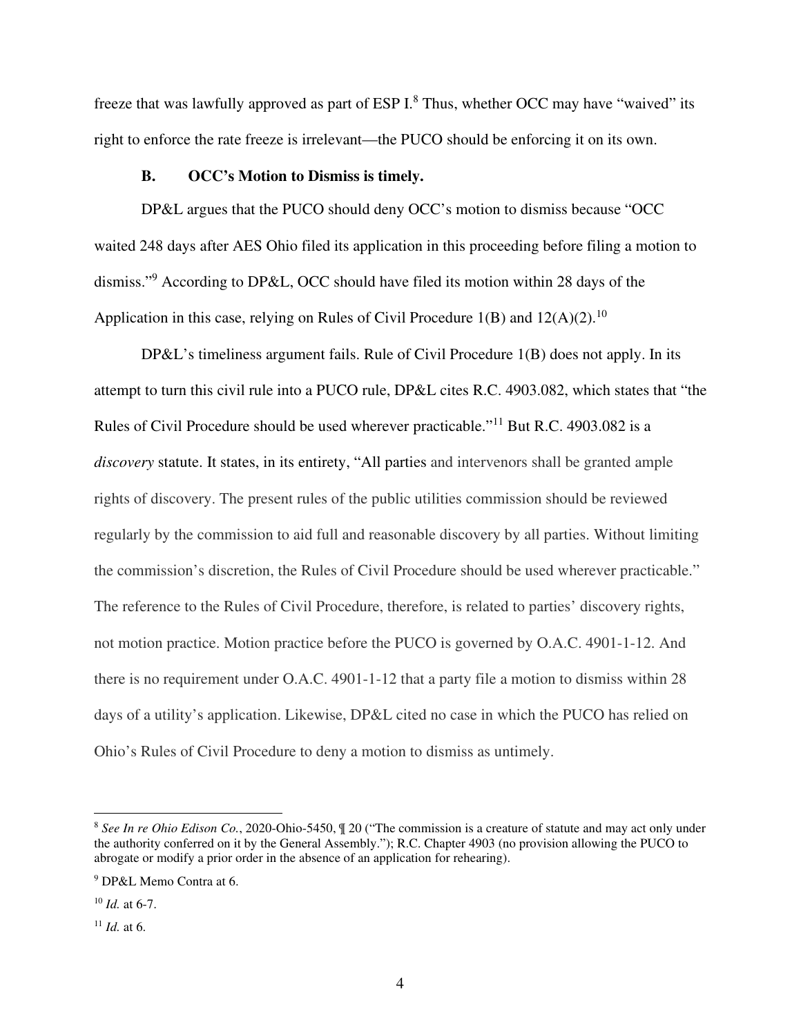freeze that was lawfully approved as part of ESP I.[8] Thus, whether OCC may have "waived" its right to enforce the rate freeze is irrelevant—the PUCO should be enforcing it on its own.

### B. OCC's Motion to Dismiss is timely.

DP&L argues that the PUCO should deny OCC's motion to dismiss because "OCC waited 248 days after AES Ohio filed its application in this proceeding before filing a motion to dismiss."[9] According to DP&L, OCC should have filed its motion within 28 days of the Application in this case, relying on Rules of Civil Procedure 1(B) and 12(A)(2).[10]

DP&L's timeliness argument fails. Rule of Civil Procedure 1(B) does not apply. In its attempt to turn this civil rule into a PUCO rule, DP&L cites R.C. 4903.082, which states that "the Rules of Civil Procedure should be used wherever practicable."[11] But R.C. 4903.082 is a *discovery* statute. It states, in its entirety, "All parties and intervenors shall be granted ample rights of discovery. The present rules of the public utilities commission should be reviewed regularly by the commission to aid full and reasonable discovery by all parties. Without limiting the commission's discretion, the Rules of Civil Procedure should be used wherever practicable." The reference to the Rules of Civil Procedure, therefore, is related to parties' discovery rights, not motion practice. Motion practice before the PUCO is governed by O.A.C. 4901-1-12. And there is no requirement under O.A.C. 4901-1-12 that a party file a motion to dismiss within 28 days of a utility's application. Likewise, DP&L cited no case in which the PUCO has relied on Ohio's Rules of Civil Procedure to deny a motion to dismiss as untimely.

---

[8] *See In re Ohio Edison Co.*, 2020-Ohio-5450, ¶ 20 ("The commission is a creature of statute and may act only under the authority conferred on it by the General Assembly."); R.C. Chapter 4903 (no provision allowing the PUCO to abrogate or modify a prior order in the absence of an application for rehearing).

[9] DP&L Memo Contra at 6.

[10] *Id.* at 6-7.

[11] *Id.* at 6.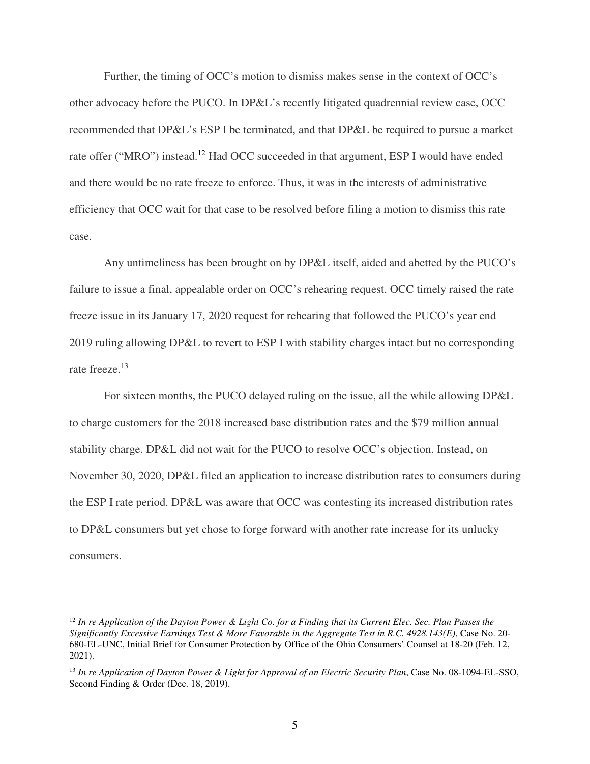Further, the timing of OCC's motion to dismiss makes sense in the context of OCC's other advocacy before the PUCO. In DP&L's recently litigated quadrennial review case, OCC recommended that DP&L's ESP I be terminated, and that DP&L be required to pursue a market rate offer ("MRO") instead.[12] Had OCC succeeded in that argument, ESP I would have ended and there would be no rate freeze to enforce. Thus, it was in the interests of administrative efficiency that OCC wait for that case to be resolved before filing a motion to dismiss this rate case.

Any untimeliness has been brought on by DP&L itself, aided and abetted by the PUCO's failure to issue a final, appealable order on OCC's rehearing request. OCC timely raised the rate freeze issue in its January 17, 2020 request for rehearing that followed the PUCO's year end 2019 ruling allowing DP&L to revert to ESP I with stability charges intact but no corresponding rate freeze.[13]

For sixteen months, the PUCO delayed ruling on the issue, all the while allowing DP&L to charge customers for the 2018 increased base distribution rates and the $79 million annual stability charge. DP&L did not wait for the PUCO to resolve OCC's objection. Instead, on November 30, 2020, DP&L filed an application to increase distribution rates to consumers during the ESP I rate period. DP&L was aware that OCC was contesting its increased distribution rates to DP&L consumers but yet chose to forge forward with another rate increase for its unlucky consumers.

---

[12] *In re Application of the Dayton Power & Light Co. for a Finding that its Current Elec. Sec. Plan Passes the Significantly Excessive Earnings Test & More Favorable in the Aggregate Test in R.C. 4928.143(E)*, Case No. 20-680-EL-UNC, Initial Brief for Consumer Protection by Office of the Ohio Consumers' Counsel at 18-20 (Feb. 12, 2021).

[13] *In re Application of Dayton Power & Light for Approval of an Electric Security Plan*, Case No. 08-1094-EL-SSO, Second Finding & Order (Dec. 18, 2019).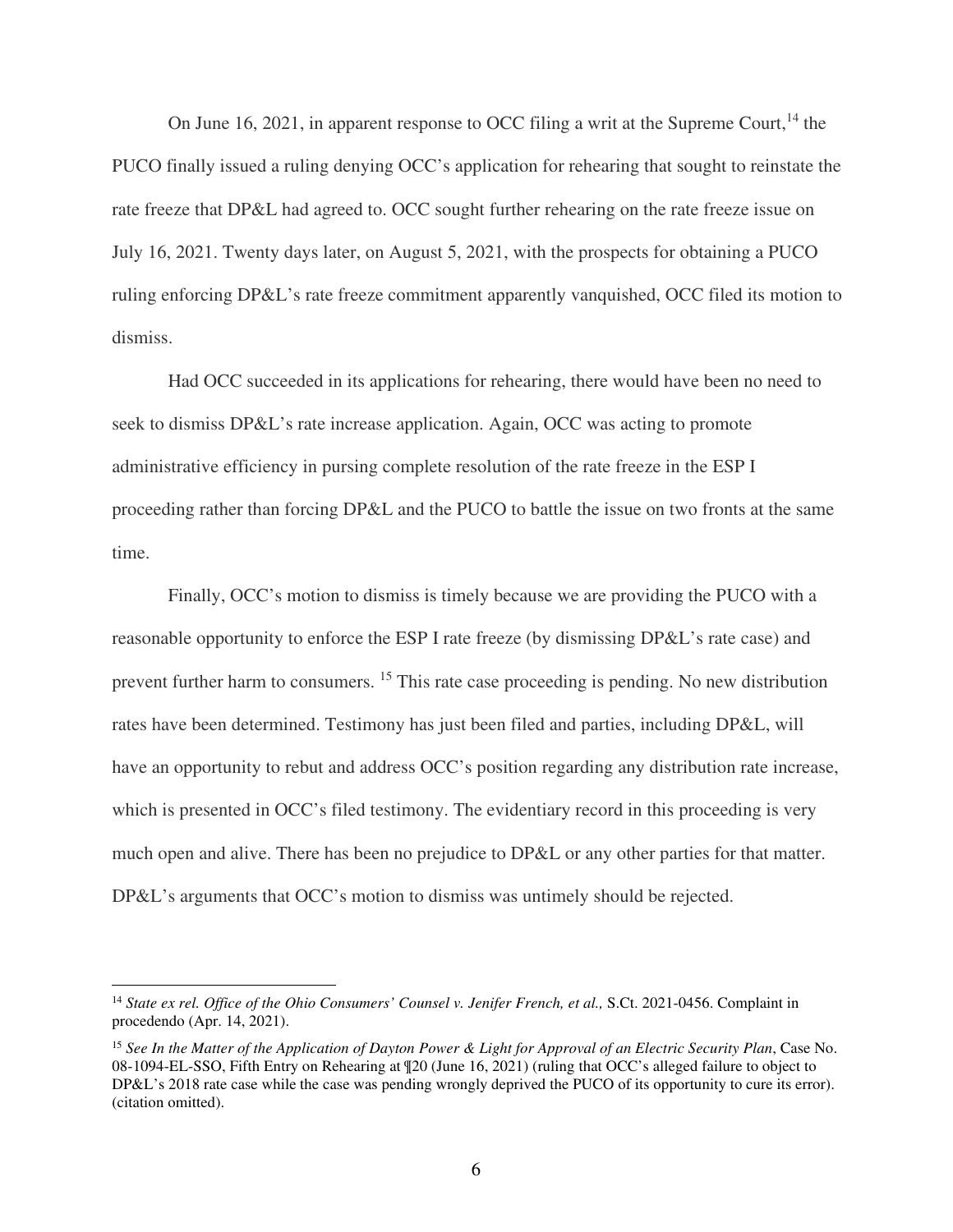On June 16, 2021, in apparent response to OCC filing a writ at the Supreme Court,[14] the PUCO finally issued a ruling denying OCC's application for rehearing that sought to reinstate the rate freeze that DP&L had agreed to. OCC sought further rehearing on the rate freeze issue on July 16, 2021. Twenty days later, on August 5, 2021, with the prospects for obtaining a PUCO ruling enforcing DP&L's rate freeze commitment apparently vanquished, OCC filed its motion to dismiss.

Had OCC succeeded in its applications for rehearing, there would have been no need to seek to dismiss DP&L's rate increase application. Again, OCC was acting to promote administrative efficiency in pursing complete resolution of the rate freeze in the ESP I proceeding rather than forcing DP&L and the PUCO to battle the issue on two fronts at the same time.

Finally, OCC's motion to dismiss is timely because we are providing the PUCO with a reasonable opportunity to enforce the ESP I rate freeze (by dismissing DP&L's rate case) and prevent further harm to consumers. [15] This rate case proceeding is pending. No new distribution rates have been determined. Testimony has just been filed and parties, including DP&L, will have an opportunity to rebut and address OCC's position regarding any distribution rate increase, which is presented in OCC's filed testimony. The evidentiary record in this proceeding is very much open and alive. There has been no prejudice to DP&L or any other parties for that matter. DP&L's arguments that OCC's motion to dismiss was untimely should be rejected.

---

[14] *State ex rel. Office of the Ohio Consumers' Counsel v. Jenifer French, et al.,* S.Ct. 2021-0456. Complaint in procedendo (Apr. 14, 2021).

[15] *See In the Matter of the Application of Dayton Power & Light for Approval of an Electric Security Plan*, Case No. 08-1094-EL-SSO, Fifth Entry on Rehearing at ¶20 (June 16, 2021) (ruling that OCC's alleged failure to object to DP&L's 2018 rate case while the case was pending wrongly deprived the PUCO of its opportunity to cure its error). (citation omitted).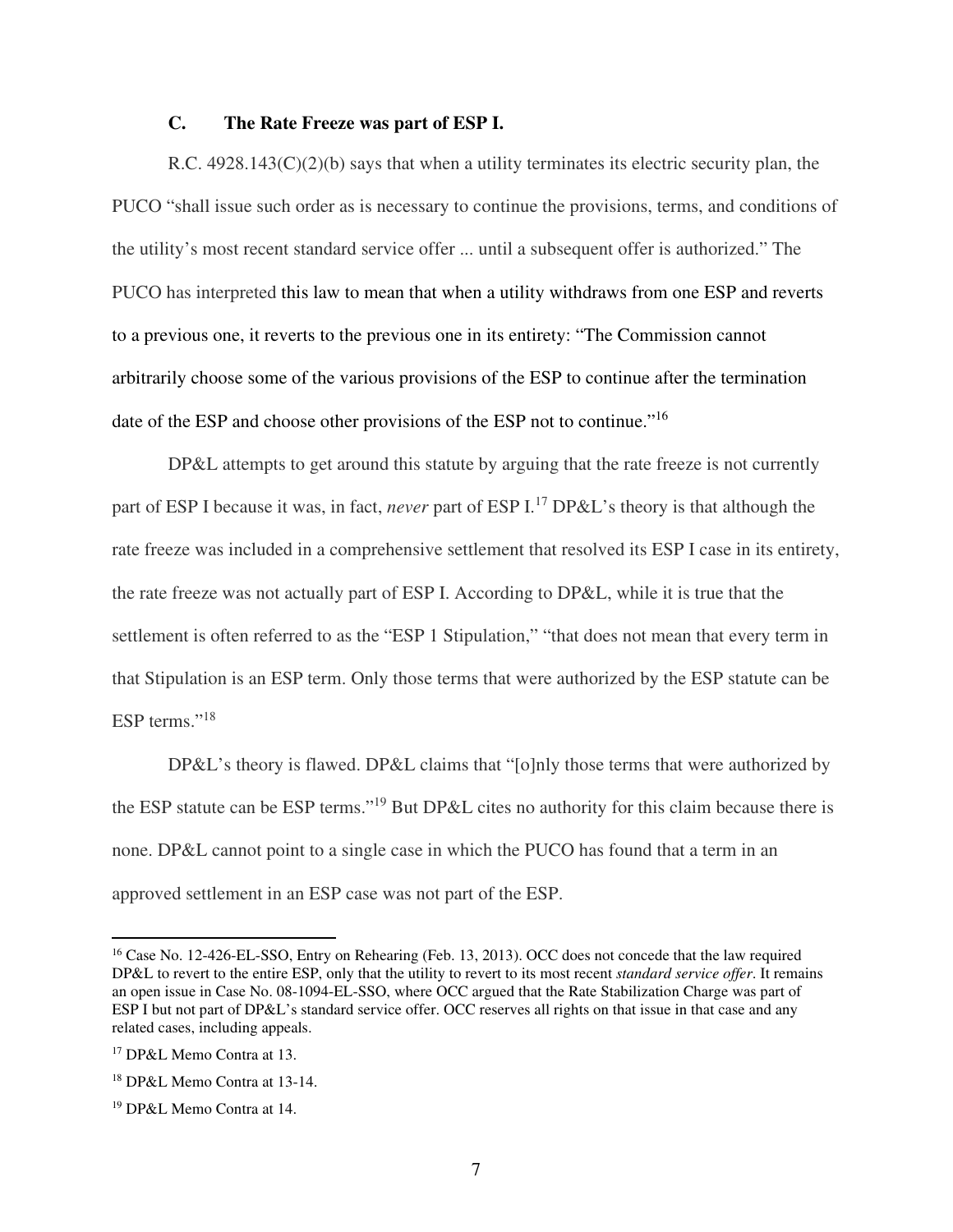### C. The Rate Freeze was part of ESP I.

R.C. 4928.143(C)(2)(b) says that when a utility terminates its electric security plan, the PUCO "shall issue such order as is necessary to continue the provisions, terms, and conditions of the utility's most recent standard service offer ... until a subsequent offer is authorized." The PUCO has interpreted this law to mean that when a utility withdraws from one ESP and reverts to a previous one, it reverts to the previous one in its entirety: "The Commission cannot arbitrarily choose some of the various provisions of the ESP to continue after the termination date of the ESP and choose other provisions of the ESP not to continue."[16]

DP&L attempts to get around this statute by arguing that the rate freeze is not currently part of ESP I because it was, in fact, *never* part of ESP I.[17] DP&L's theory is that although the rate freeze was included in a comprehensive settlement that resolved its ESP I case in its entirety, the rate freeze was not actually part of ESP I. According to DP&L, while it is true that the settlement is often referred to as the "ESP 1 Stipulation," "that does not mean that every term in that Stipulation is an ESP term. Only those terms that were authorized by the ESP statute can be ESP terms."[18]

DP&L's theory is flawed. DP&L claims that "[o]nly those terms that were authorized by the ESP statute can be ESP terms."[19] But DP&L cites no authority for this claim because there is none. DP&L cannot point to a single case in which the PUCO has found that a term in an approved settlement in an ESP case was not part of the ESP.

---

[16] Case No. 12-426-EL-SSO, Entry on Rehearing (Feb. 13, 2013). OCC does not concede that the law required DP&L to revert to the entire ESP, only that the utility to revert to its most recent *standard service offer*. It remains an open issue in Case No. 08-1094-EL-SSO, where OCC argued that the Rate Stabilization Charge was part of ESP I but not part of DP&L's standard service offer. OCC reserves all rights on that issue in that case and any related cases, including appeals.

[17] DP&L Memo Contra at 13.

[18] DP&L Memo Contra at 13-14.

[19] DP&L Memo Contra at 14.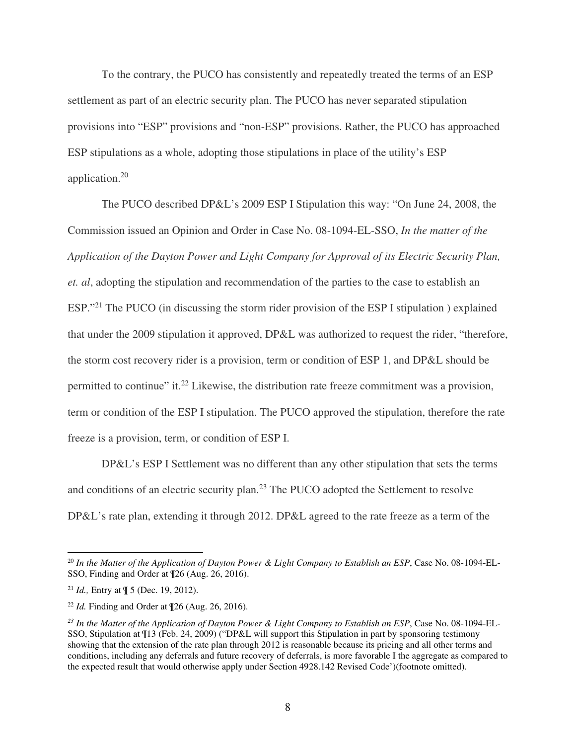To the contrary, the PUCO has consistently and repeatedly treated the terms of an ESP settlement as part of an electric security plan. The PUCO has never separated stipulation provisions into "ESP" provisions and "non-ESP" provisions. Rather, the PUCO has approached ESP stipulations as a whole, adopting those stipulations in place of the utility's ESP application.[20]

The PUCO described DP&L's 2009 ESP I Stipulation this way: "On June 24, 2008, the Commission issued an Opinion and Order in Case No. 08-1094-EL-SSO, *In the matter of the Application of the Dayton Power and Light Company for Approval of its Electric Security Plan, et. al*, adopting the stipulation and recommendation of the parties to the case to establish an ESP."[21] The PUCO (in discussing the storm rider provision of the ESP I stipulation ) explained that under the 2009 stipulation it approved, DP&L was authorized to request the rider, "therefore, the storm cost recovery rider is a provision, term or condition of ESP 1, and DP&L should be permitted to continue" it.[22] Likewise, the distribution rate freeze commitment was a provision, term or condition of the ESP I stipulation. The PUCO approved the stipulation, therefore the rate freeze is a provision, term, or condition of ESP I.

DP&L's ESP I Settlement was no different than any other stipulation that sets the terms and conditions of an electric security plan.[23] The PUCO adopted the Settlement to resolve DP&L's rate plan, extending it through 2012. DP&L agreed to the rate freeze as a term of the

---

[20] *In the Matter of the Application of Dayton Power & Light Company to Establish an ESP*, Case No. 08-1094-EL-SSO, Finding and Order at ¶26 (Aug. 26, 2016).

[21] *Id.,* Entry at ¶ 5 (Dec. 19, 2012).

[22] *Id.* Finding and Order at ¶26 (Aug. 26, 2016).

[23] *In the Matter of the Application of Dayton Power & Light Company to Establish an ESP*, Case No. 08-1094-EL-SSO, Stipulation at ¶13 (Feb. 24, 2009) ("DP&L will support this Stipulation in part by sponsoring testimony showing that the extension of the rate plan through 2012 is reasonable because its pricing and all other terms and conditions, including any deferrals and future recovery of deferrals, is more favorable I the aggregate as compared to the expected result that would otherwise apply under Section 4928.142 Revised Code')(footnote omitted).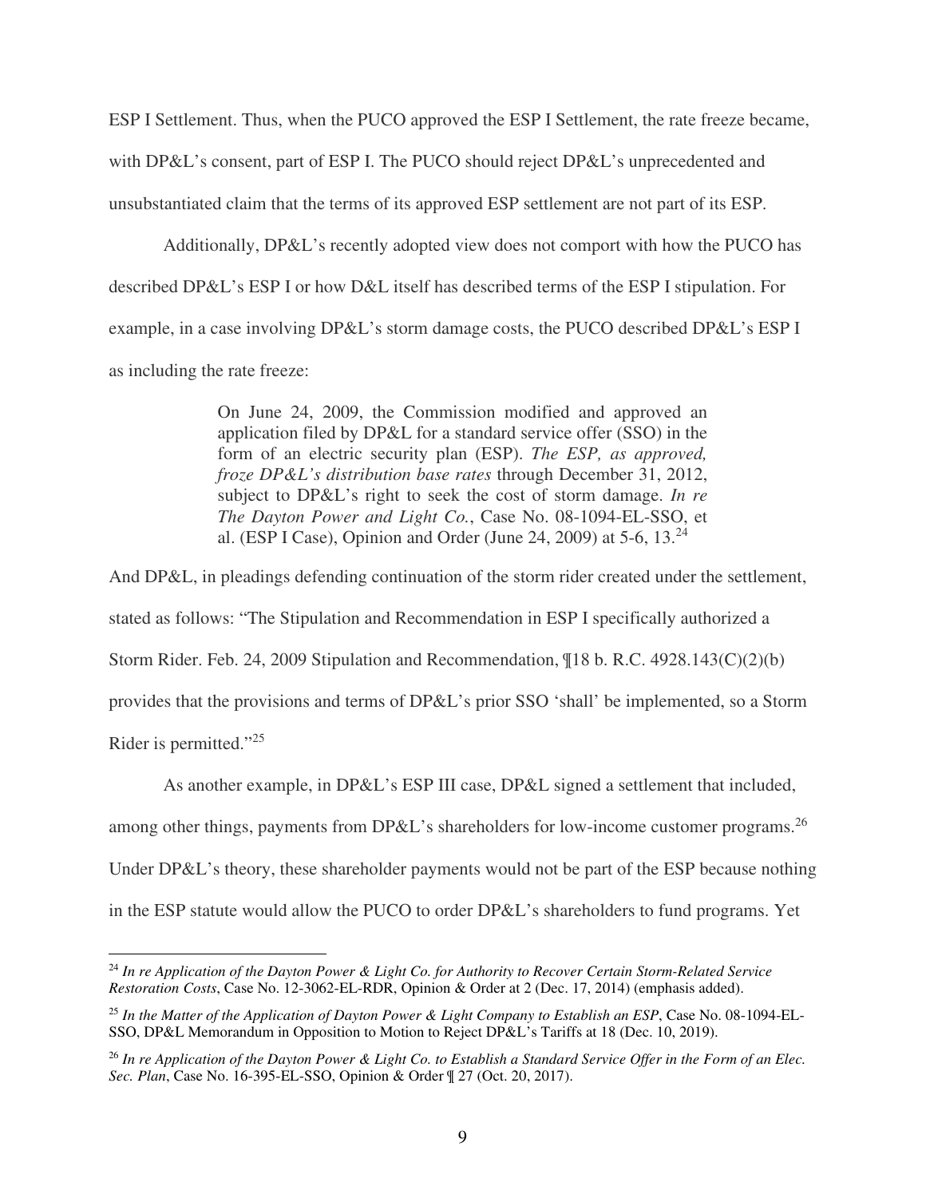ESP I Settlement. Thus, when the PUCO approved the ESP I Settlement, the rate freeze became, with DP&L's consent, part of ESP I. The PUCO should reject DP&L's unprecedented and unsubstantiated claim that the terms of its approved ESP settlement are not part of its ESP.

Additionally, DP&L's recently adopted view does not comport with how the PUCO has described DP&L's ESP I or how D&L itself has described terms of the ESP I stipulation. For example, in a case involving DP&L's storm damage costs, the PUCO described DP&L's ESP I as including the rate freeze:

> On June 24, 2009, the Commission modified and approved an application filed by DP&L for a standard service offer (SSO) in the form of an electric security plan (ESP). *The ESP, as approved, froze DP&L's distribution base rates* through December 31, 2012, subject to DP&L's right to seek the cost of storm damage. *In re The Dayton Power and Light Co.*, Case No. 08-1094-EL-SSO, et al. (ESP I Case), Opinion and Order (June 24, 2009) at 5-6, 13.[24]

And DP&L, in pleadings defending continuation of the storm rider created under the settlement, stated as follows: "The Stipulation and Recommendation in ESP I specifically authorized a Storm Rider. Feb. 24, 2009 Stipulation and Recommendation, ¶18 b. R.C. 4928.143(C)(2)(b) provides that the provisions and terms of DP&L's prior SSO 'shall' be implemented, so a Storm Rider is permitted."[25]

As another example, in DP&L's ESP III case, DP&L signed a settlement that included, among other things, payments from DP&L's shareholders for low-income customer programs.[26] Under DP&L's theory, these shareholder payments would not be part of the ESP because nothing in the ESP statute would allow the PUCO to order DP&L's shareholders to fund programs. Yet

---

[24] *In re Application of the Dayton Power & Light Co. for Authority to Recover Certain Storm-Related Service Restoration Costs*, Case No. 12-3062-EL-RDR, Opinion & Order at 2 (Dec. 17, 2014) (emphasis added).

[25] *In the Matter of the Application of Dayton Power & Light Company to Establish an ESP*, Case No. 08-1094-EL-SSO, DP&L Memorandum in Opposition to Motion to Reject DP&L's Tariffs at 18 (Dec. 10, 2019).

[26] *In re Application of the Dayton Power & Light Co. to Establish a Standard Service Offer in the Form of an Elec. Sec. Plan*, Case No. 16-395-EL-SSO, Opinion & Order ¶ 27 (Oct. 20, 2017).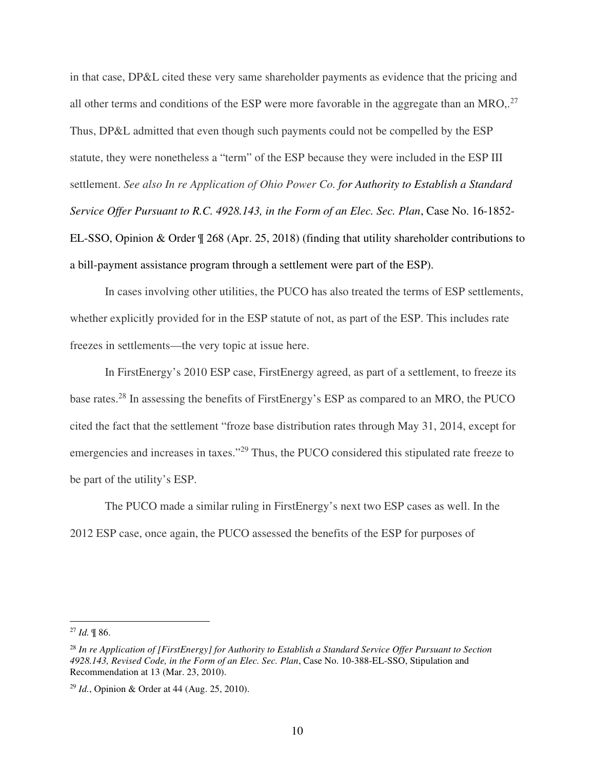in that case, DP&L cited these very same shareholder payments as evidence that the pricing and all other terms and conditions of the ESP were more favorable in the aggregate than an MRO,.[27] Thus, DP&L admitted that even though such payments could not be compelled by the ESP statute, they were nonetheless a "term" of the ESP because they were included in the ESP III settlement. *See also In re Application of Ohio Power Co. for Authority to Establish a Standard Service Offer Pursuant to R.C. 4928.143, in the Form of an Elec. Sec. Plan*, Case No. 16-1852-EL-SSO, Opinion & Order ¶ 268 (Apr. 25, 2018) (finding that utility shareholder contributions to a bill-payment assistance program through a settlement were part of the ESP).

In cases involving other utilities, the PUCO has also treated the terms of ESP settlements, whether explicitly provided for in the ESP statute of not, as part of the ESP. This includes rate freezes in settlements—the very topic at issue here.

In FirstEnergy's 2010 ESP case, FirstEnergy agreed, as part of a settlement, to freeze its base rates.[28] In assessing the benefits of FirstEnergy's ESP as compared to an MRO, the PUCO cited the fact that the settlement "froze base distribution rates through May 31, 2014, except for emergencies and increases in taxes."[29] Thus, the PUCO considered this stipulated rate freeze to be part of the utility's ESP.

The PUCO made a similar ruling in FirstEnergy's next two ESP cases as well. In the 2012 ESP case, once again, the PUCO assessed the benefits of the ESP for purposes of

---

[27] *Id.* ¶ 86.

[28] *In re Application of [FirstEnergy] for Authority to Establish a Standard Service Offer Pursuant to Section 4928.143, Revised Code, in the Form of an Elec. Sec. Plan*, Case No. 10-388-EL-SSO, Stipulation and Recommendation at 13 (Mar. 23, 2010).

[29] *Id.*, Opinion & Order at 44 (Aug. 25, 2010).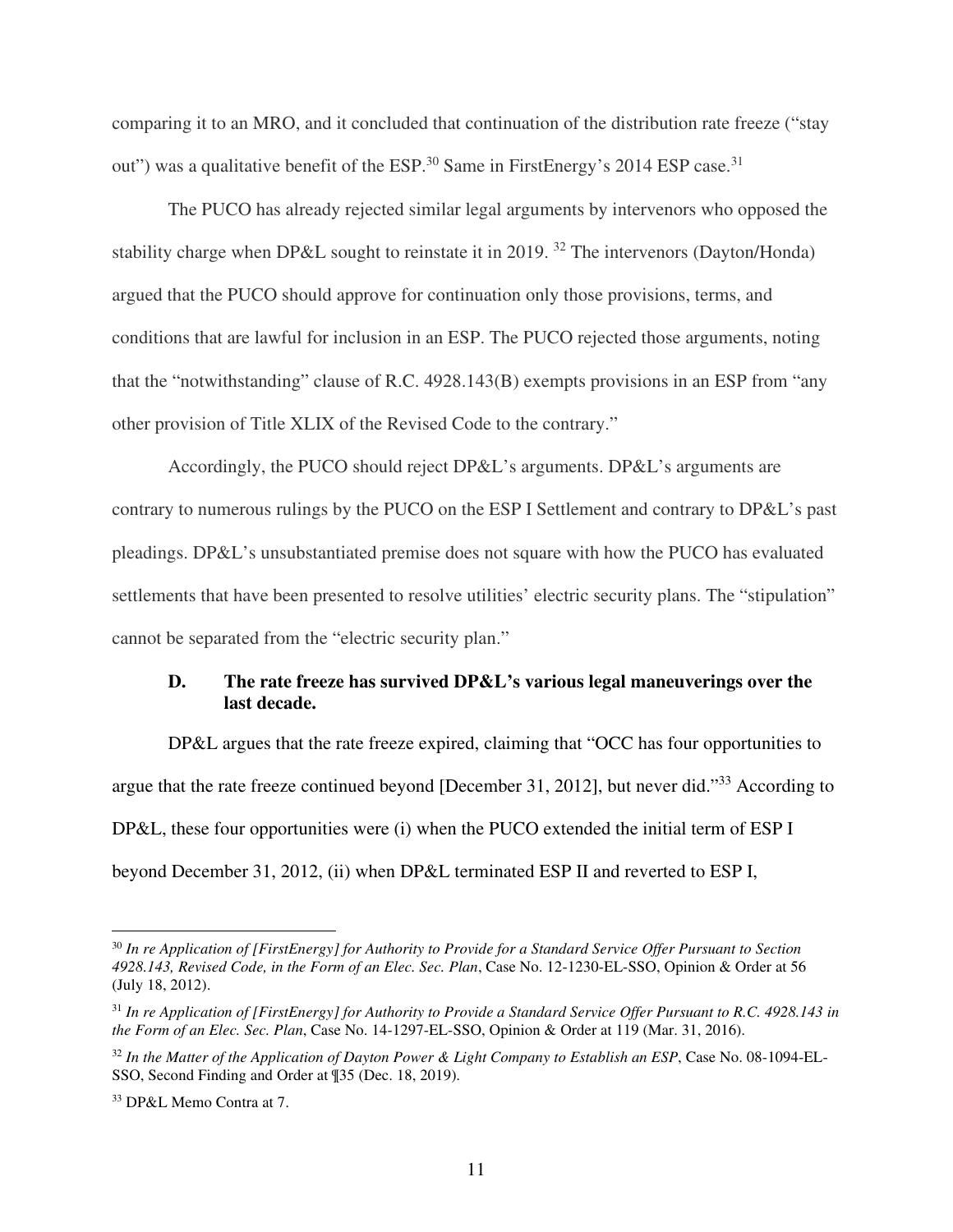comparing it to an MRO, and it concluded that continuation of the distribution rate freeze ("stay out") was a qualitative benefit of the ESP.[30] Same in FirstEnergy's 2014 ESP case.[31]

The PUCO has already rejected similar legal arguments by intervenors who opposed the stability charge when DP&L sought to reinstate it in 2019. [32] The intervenors (Dayton/Honda) argued that the PUCO should approve for continuation only those provisions, terms, and conditions that are lawful for inclusion in an ESP. The PUCO rejected those arguments, noting that the "notwithstanding" clause of R.C. 4928.143(B) exempts provisions in an ESP from "any other provision of Title XLIX of the Revised Code to the contrary."

Accordingly, the PUCO should reject DP&L's arguments. DP&L's arguments are contrary to numerous rulings by the PUCO on the ESP I Settlement and contrary to DP&L's past pleadings. DP&L's unsubstantiated premise does not square with how the PUCO has evaluated settlements that have been presented to resolve utilities' electric security plans. The "stipulation" cannot be separated from the "electric security plan."

### D. The rate freeze has survived DP&L's various legal maneuverings over the last decade.

DP&L argues that the rate freeze expired, claiming that "OCC has four opportunities to argue that the rate freeze continued beyond [December 31, 2012], but never did."[33] According to DP&L, these four opportunities were (i) when the PUCO extended the initial term of ESP I beyond December 31, 2012, (ii) when DP&L terminated ESP II and reverted to ESP I,

---

[30] *In re Application of [FirstEnergy] for Authority to Provide for a Standard Service Offer Pursuant to Section 4928.143, Revised Code, in the Form of an Elec. Sec. Plan*, Case No. 12-1230-EL-SSO, Opinion & Order at 56 (July 18, 2012).

[31] *In re Application of [FirstEnergy] for Authority to Provide a Standard Service Offer Pursuant to R.C. 4928.143 in the Form of an Elec. Sec. Plan*, Case No. 14-1297-EL-SSO, Opinion & Order at 119 (Mar. 31, 2016).

[32] *In the Matter of the Application of Dayton Power & Light Company to Establish an ESP*, Case No. 08-1094-EL-SSO, Second Finding and Order at ¶35 (Dec. 18, 2019).

[33] DP&L Memo Contra at 7.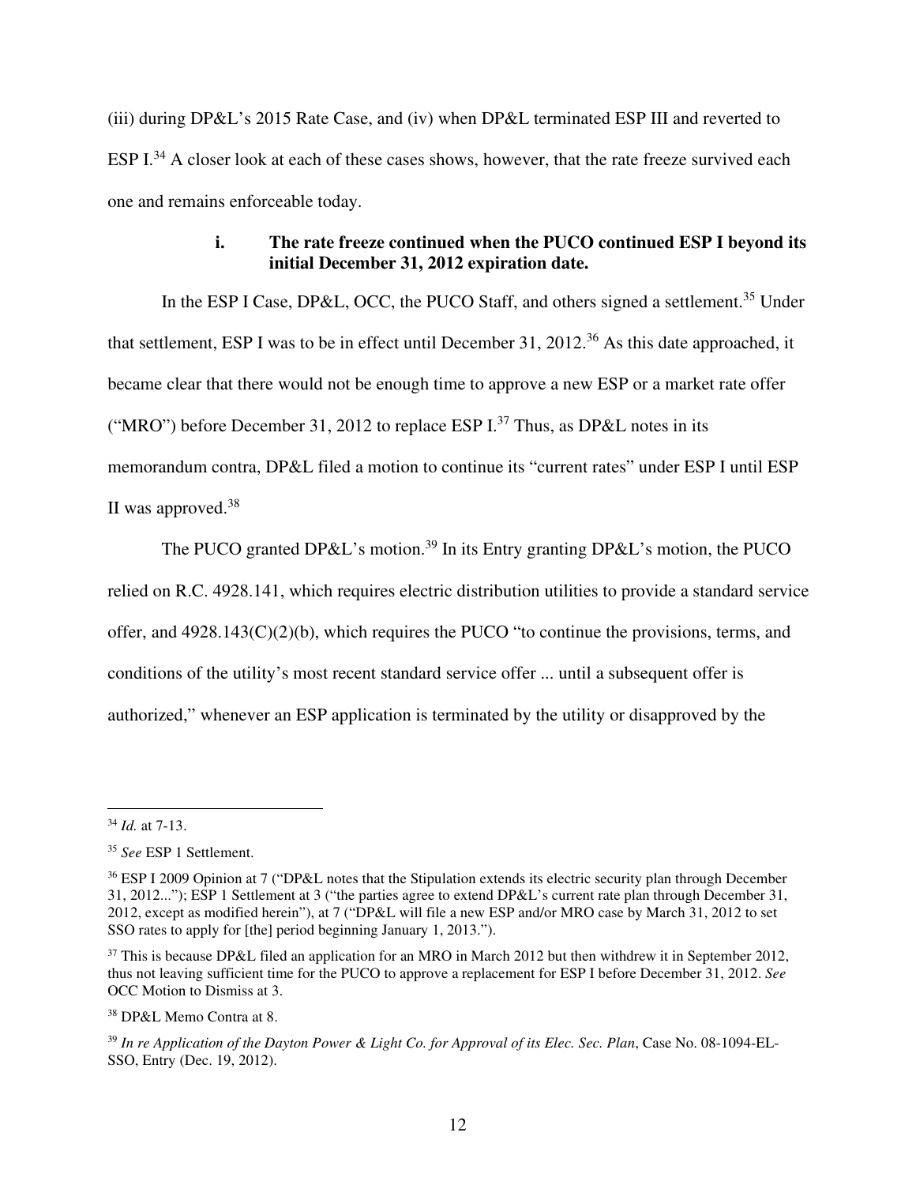(iii) during DP&L's 2015 Rate Case, and (iv) when DP&L terminated ESP III and reverted to ESP I.[34] A closer look at each of these cases shows, however, that the rate freeze survived each one and remains enforceable today.

#### i. The rate freeze continued when the PUCO continued ESP I beyond its initial December 31, 2012 expiration date.

In the ESP I Case, DP&L, OCC, the PUCO Staff, and others signed a settlement.[35] Under that settlement, ESP I was to be in effect until December 31, 2012.[36] As this date approached, it became clear that there would not be enough time to approve a new ESP or a market rate offer ("MRO") before December 31, 2012 to replace ESP I.[37] Thus, as DP&L notes in its memorandum contra, DP&L filed a motion to continue its "current rates" under ESP I until ESP II was approved.[38]

The PUCO granted DP&L's motion.[39] In its Entry granting DP&L's motion, the PUCO relied on R.C. 4928.141, which requires electric distribution utilities to provide a standard service offer, and 4928.143(C)(2)(b), which requires the PUCO "to continue the provisions, terms, and conditions of the utility's most recent standard service offer ... until a subsequent offer is authorized," whenever an ESP application is terminated by the utility or disapproved by the

---

[34] *Id.* at 7-13.

[35] *See* ESP 1 Settlement.

[36] ESP I 2009 Opinion at 7 ("DP&L notes that the Stipulation extends its electric security plan through December 31, 2012..."); ESP 1 Settlement at 3 ("the parties agree to extend DP&L's current rate plan through December 31, 2012, except as modified herein"), at 7 ("DP&L will file a new ESP and/or MRO case by March 31, 2012 to set SSO rates to apply for [the] period beginning January 1, 2013.").

[37] This is because DP&L filed an application for an MRO in March 2012 but then withdrew it in September 2012, thus not leaving sufficient time for the PUCO to approve a replacement for ESP I before December 31, 2012. *See* OCC Motion to Dismiss at 3.

[38] DP&L Memo Contra at 8.

[39] *In re Application of the Dayton Power & Light Co. for Approval of its Elec. Sec. Plan*, Case No. 08-1094-EL-SSO, Entry (Dec. 19, 2012).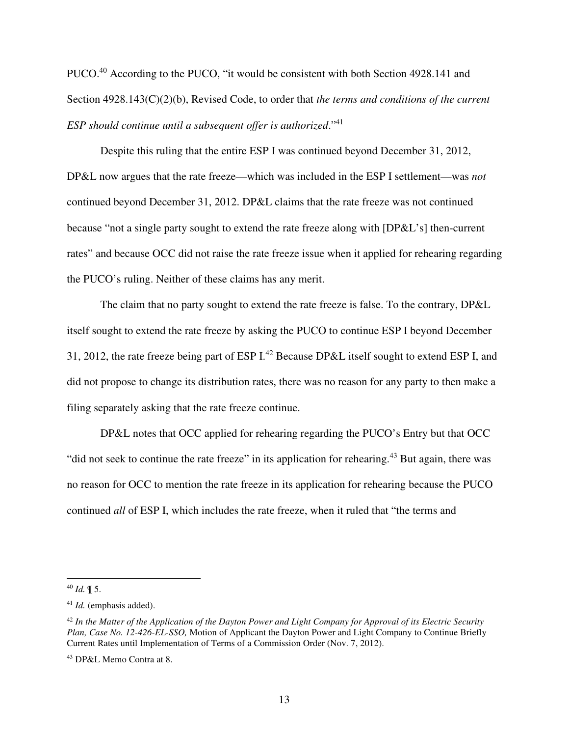PUCO.[40] According to the PUCO, "it would be consistent with both Section 4928.141 and Section 4928.143(C)(2)(b), Revised Code, to order that *the terms and conditions of the current ESP should continue until a subsequent offer is authorized*."[41]

Despite this ruling that the entire ESP I was continued beyond December 31, 2012, DP&L now argues that the rate freeze—which was included in the ESP I settlement—was *not* continued beyond December 31, 2012. DP&L claims that the rate freeze was not continued because "not a single party sought to extend the rate freeze along with [DP&L's] then-current rates" and because OCC did not raise the rate freeze issue when it applied for rehearing regarding the PUCO's ruling. Neither of these claims has any merit.

The claim that no party sought to extend the rate freeze is false. To the contrary, DP&L itself sought to extend the rate freeze by asking the PUCO to continue ESP I beyond December 31, 2012, the rate freeze being part of ESP I.[42] Because DP&L itself sought to extend ESP I, and did not propose to change its distribution rates, there was no reason for any party to then make a filing separately asking that the rate freeze continue.

DP&L notes that OCC applied for rehearing regarding the PUCO's Entry but that OCC "did not seek to continue the rate freeze" in its application for rehearing.[43] But again, there was no reason for OCC to mention the rate freeze in its application for rehearing because the PUCO continued *all* of ESP I, which includes the rate freeze, when it ruled that "the terms and

---

[40] *Id.* ¶ 5.

[41] *Id.* (emphasis added).

[42] *In the Matter of the Application of the Dayton Power and Light Company for Approval of its Electric Security Plan, Case No. 12-426-EL-SSO,* Motion of Applicant the Dayton Power and Light Company to Continue Briefly Current Rates until Implementation of Terms of a Commission Order (Nov. 7, 2012).

[43] DP&L Memo Contra at 8.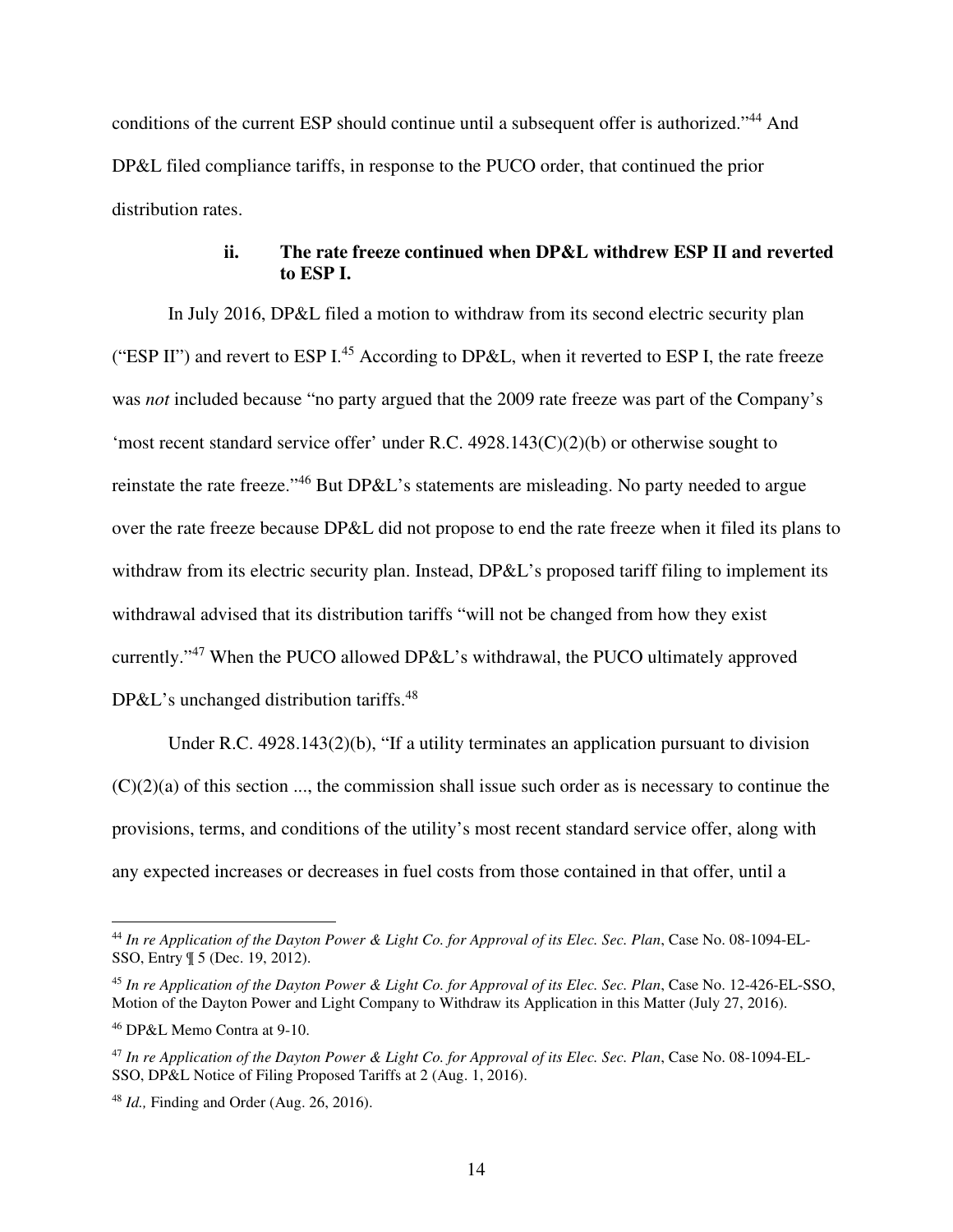conditions of the current ESP should continue until a subsequent offer is authorized."[44] And DP&L filed compliance tariffs, in response to the PUCO order, that continued the prior distribution rates.

#### ii. The rate freeze continued when DP&L withdrew ESP II and reverted to ESP I.

In July 2016, DP&L filed a motion to withdraw from its second electric security plan ("ESP II") and revert to ESP I.[45] According to DP&L, when it reverted to ESP I, the rate freeze was *not* included because "no party argued that the 2009 rate freeze was part of the Company's 'most recent standard service offer' under R.C. 4928.143(C)(2)(b) or otherwise sought to reinstate the rate freeze."[46] But DP&L's statements are misleading. No party needed to argue over the rate freeze because DP&L did not propose to end the rate freeze when it filed its plans to withdraw from its electric security plan. Instead, DP&L's proposed tariff filing to implement its withdrawal advised that its distribution tariffs "will not be changed from how they exist currently."[47] When the PUCO allowed DP&L's withdrawal, the PUCO ultimately approved DP&L's unchanged distribution tariffs.[48]

Under R.C. 4928.143(2)(b), "If a utility terminates an application pursuant to division (C)(2)(a) of this section ..., the commission shall issue such order as is necessary to continue the provisions, terms, and conditions of the utility's most recent standard service offer, along with any expected increases or decreases in fuel costs from those contained in that offer, until a

---

[44] *In re Application of the Dayton Power & Light Co. for Approval of its Elec. Sec. Plan*, Case No. 08-1094-EL-SSO, Entry ¶ 5 (Dec. 19, 2012).

[45] *In re Application of the Dayton Power & Light Co. for Approval of its Elec. Sec. Plan*, Case No. 12-426-EL-SSO, Motion of the Dayton Power and Light Company to Withdraw its Application in this Matter (July 27, 2016).

[46] DP&L Memo Contra at 9-10.

[47] *In re Application of the Dayton Power & Light Co. for Approval of its Elec. Sec. Plan*, Case No. 08-1094-EL-SSO, DP&L Notice of Filing Proposed Tariffs at 2 (Aug. 1, 2016).

[48] *Id.,* Finding and Order (Aug. 26, 2016).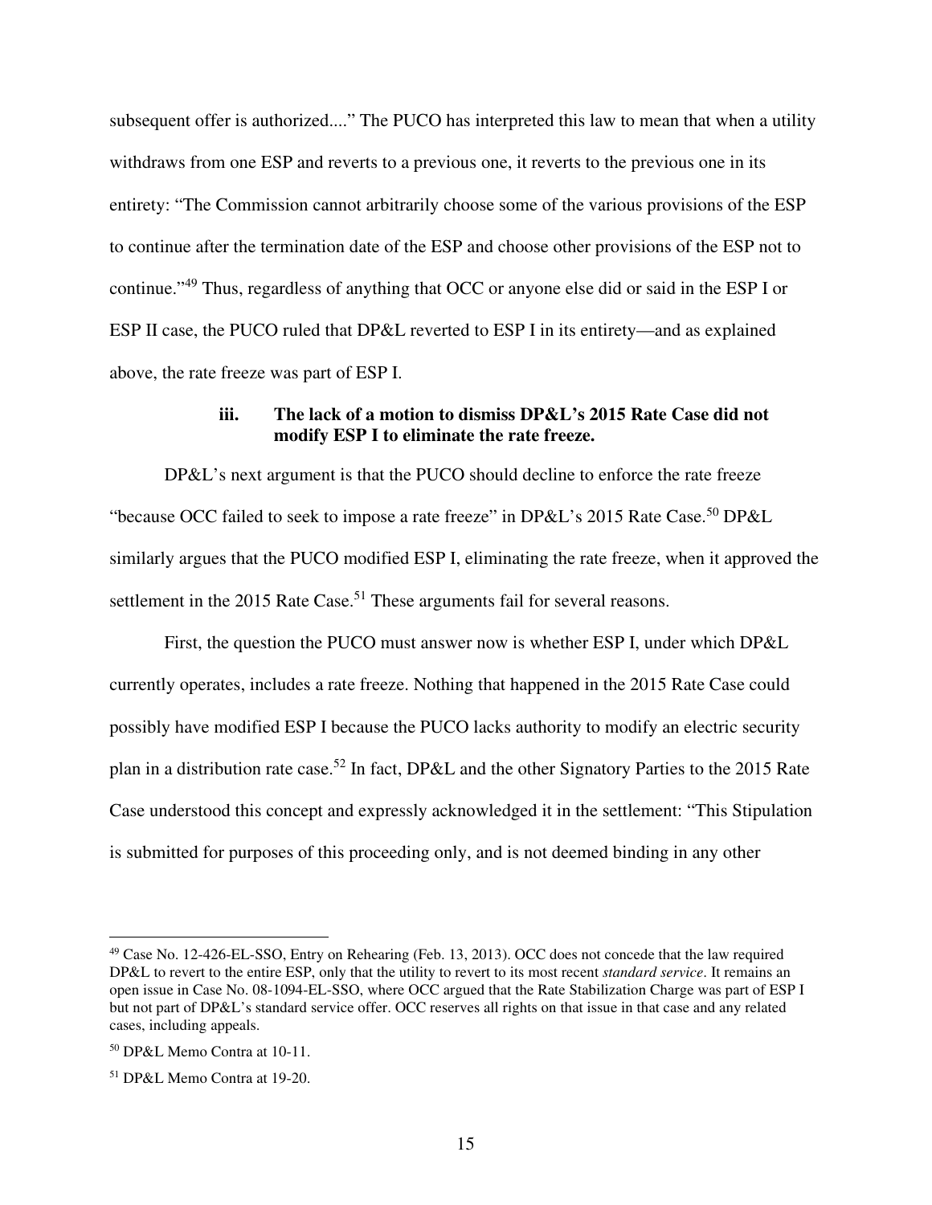subsequent offer is authorized...." The PUCO has interpreted this law to mean that when a utility withdraws from one ESP and reverts to a previous one, it reverts to the previous one in its entirety: "The Commission cannot arbitrarily choose some of the various provisions of the ESP to continue after the termination date of the ESP and choose other provisions of the ESP not to continue."[49] Thus, regardless of anything that OCC or anyone else did or said in the ESP I or ESP II case, the PUCO ruled that DP&L reverted to ESP I in its entirety—and as explained above, the rate freeze was part of ESP I.

#### iii. The lack of a motion to dismiss DP&L's 2015 Rate Case did not modify ESP I to eliminate the rate freeze.

DP&L's next argument is that the PUCO should decline to enforce the rate freeze "because OCC failed to seek to impose a rate freeze" in DP&L's 2015 Rate Case.[50] DP&L similarly argues that the PUCO modified ESP I, eliminating the rate freeze, when it approved the settlement in the 2015 Rate Case.[51] These arguments fail for several reasons.

First, the question the PUCO must answer now is whether ESP I, under which DP&L currently operates, includes a rate freeze. Nothing that happened in the 2015 Rate Case could possibly have modified ESP I because the PUCO lacks authority to modify an electric security plan in a distribution rate case.[52] In fact, DP&L and the other Signatory Parties to the 2015 Rate Case understood this concept and expressly acknowledged it in the settlement: "This Stipulation is submitted for purposes of this proceeding only, and is not deemed binding in any other

---

[49] Case No. 12-426-EL-SSO, Entry on Rehearing (Feb. 13, 2013). OCC does not concede that the law required DP&L to revert to the entire ESP, only that the utility to revert to its most recent *standard service*. It remains an open issue in Case No. 08-1094-EL-SSO, where OCC argued that the Rate Stabilization Charge was part of ESP I but not part of DP&L's standard service offer. OCC reserves all rights on that issue in that case and any related cases, including appeals.

[50] DP&L Memo Contra at 10-11.

[51] DP&L Memo Contra at 19-20.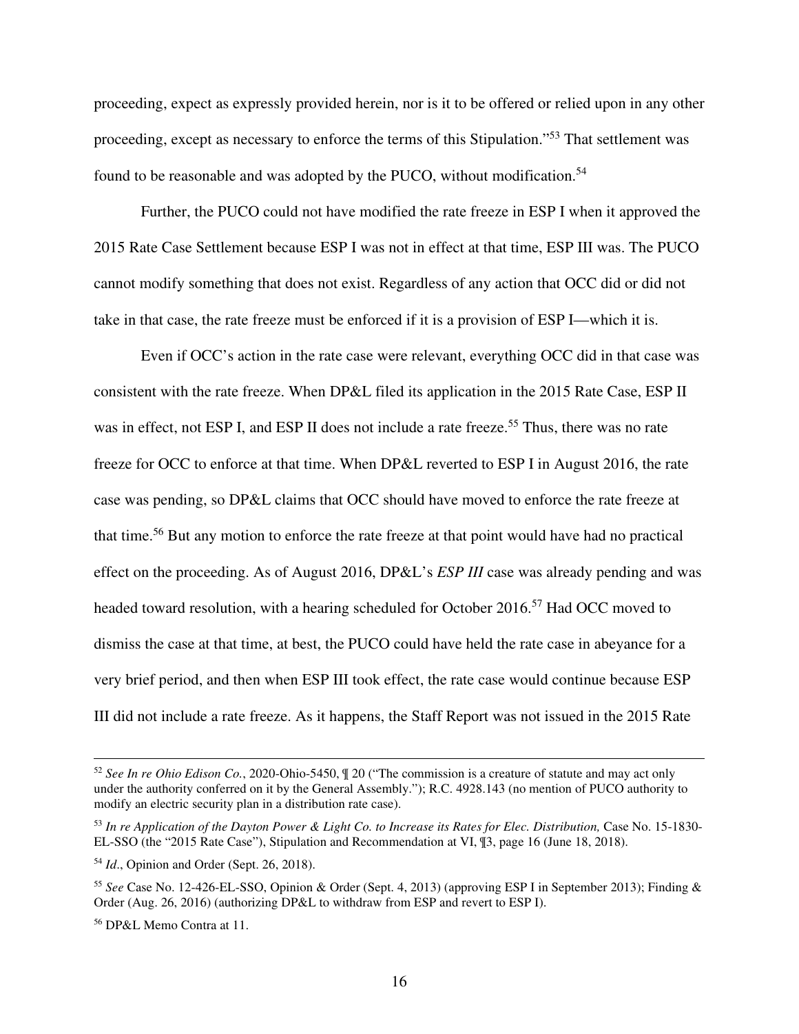proceeding, expect as expressly provided herein, nor is it to be offered or relied upon in any other proceeding, except as necessary to enforce the terms of this Stipulation."[53] That settlement was found to be reasonable and was adopted by the PUCO, without modification.[54]

Further, the PUCO could not have modified the rate freeze in ESP I when it approved the 2015 Rate Case Settlement because ESP I was not in effect at that time, ESP III was. The PUCO cannot modify something that does not exist. Regardless of any action that OCC did or did not take in that case, the rate freeze must be enforced if it is a provision of ESP I—which it is.

Even if OCC's action in the rate case were relevant, everything OCC did in that case was consistent with the rate freeze. When DP&L filed its application in the 2015 Rate Case, ESP II was in effect, not ESP I, and ESP II does not include a rate freeze.[55] Thus, there was no rate freeze for OCC to enforce at that time. When DP&L reverted to ESP I in August 2016, the rate case was pending, so DP&L claims that OCC should have moved to enforce the rate freeze at that time.[56] But any motion to enforce the rate freeze at that point would have had no practical effect on the proceeding. As of August 2016, DP&L's *ESP III* case was already pending and was headed toward resolution, with a hearing scheduled for October 2016.[57] Had OCC moved to dismiss the case at that time, at best, the PUCO could have held the rate case in abeyance for a very brief period, and then when ESP III took effect, the rate case would continue because ESP III did not include a rate freeze. As it happens, the Staff Report was not issued in the 2015 Rate

---

[52] *See In re Ohio Edison Co.*, 2020-Ohio-5450, ¶ 20 ("The commission is a creature of statute and may act only under the authority conferred on it by the General Assembly."); R.C. 4928.143 (no mention of PUCO authority to modify an electric security plan in a distribution rate case).

[53] *In re Application of the Dayton Power & Light Co. to Increase its Rates for Elec. Distribution,* Case No. 15-1830-EL-SSO (the "2015 Rate Case"), Stipulation and Recommendation at VI, ¶3, page 16 (June 18, 2018).

[54] *Id*., Opinion and Order (Sept. 26, 2018).

[55] *See* Case No. 12-426-EL-SSO, Opinion & Order (Sept. 4, 2013) (approving ESP I in September 2013); Finding & Order (Aug. 26, 2016) (authorizing DP&L to withdraw from ESP and revert to ESP I).

[56] DP&L Memo Contra at 11.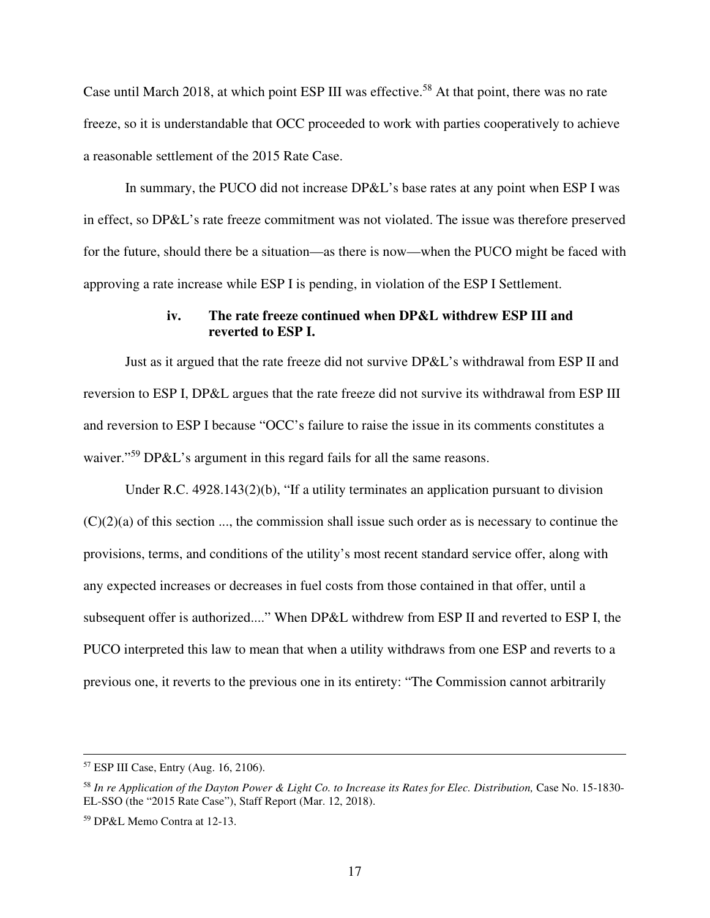Case until March 2018, at which point ESP III was effective.[58] At that point, there was no rate freeze, so it is understandable that OCC proceeded to work with parties cooperatively to achieve a reasonable settlement of the 2015 Rate Case.

In summary, the PUCO did not increase DP&L's base rates at any point when ESP I was in effect, so DP&L's rate freeze commitment was not violated. The issue was therefore preserved for the future, should there be a situation—as there is now—when the PUCO might be faced with approving a rate increase while ESP I is pending, in violation of the ESP I Settlement.

#### iv. The rate freeze continued when DP&L withdrew ESP III and reverted to ESP I.

Just as it argued that the rate freeze did not survive DP&L's withdrawal from ESP II and reversion to ESP I, DP&L argues that the rate freeze did not survive its withdrawal from ESP III and reversion to ESP I because "OCC's failure to raise the issue in its comments constitutes a waiver."[59] DP&L's argument in this regard fails for all the same reasons.

Under R.C. 4928.143(2)(b), "If a utility terminates an application pursuant to division (C)(2)(a) of this section ..., the commission shall issue such order as is necessary to continue the provisions, terms, and conditions of the utility's most recent standard service offer, along with any expected increases or decreases in fuel costs from those contained in that offer, until a subsequent offer is authorized...." When DP&L withdrew from ESP II and reverted to ESP I, the PUCO interpreted this law to mean that when a utility withdraws from one ESP and reverts to a previous one, it reverts to the previous one in its entirety: "The Commission cannot arbitrarily

---

[57] ESP III Case, Entry (Aug. 16, 2106).

[58] *In re Application of the Dayton Power & Light Co. to Increase its Rates for Elec. Distribution,* Case No. 15-1830-EL-SSO (the "2015 Rate Case"), Staff Report (Mar. 12, 2018).

[59] DP&L Memo Contra at 12-13.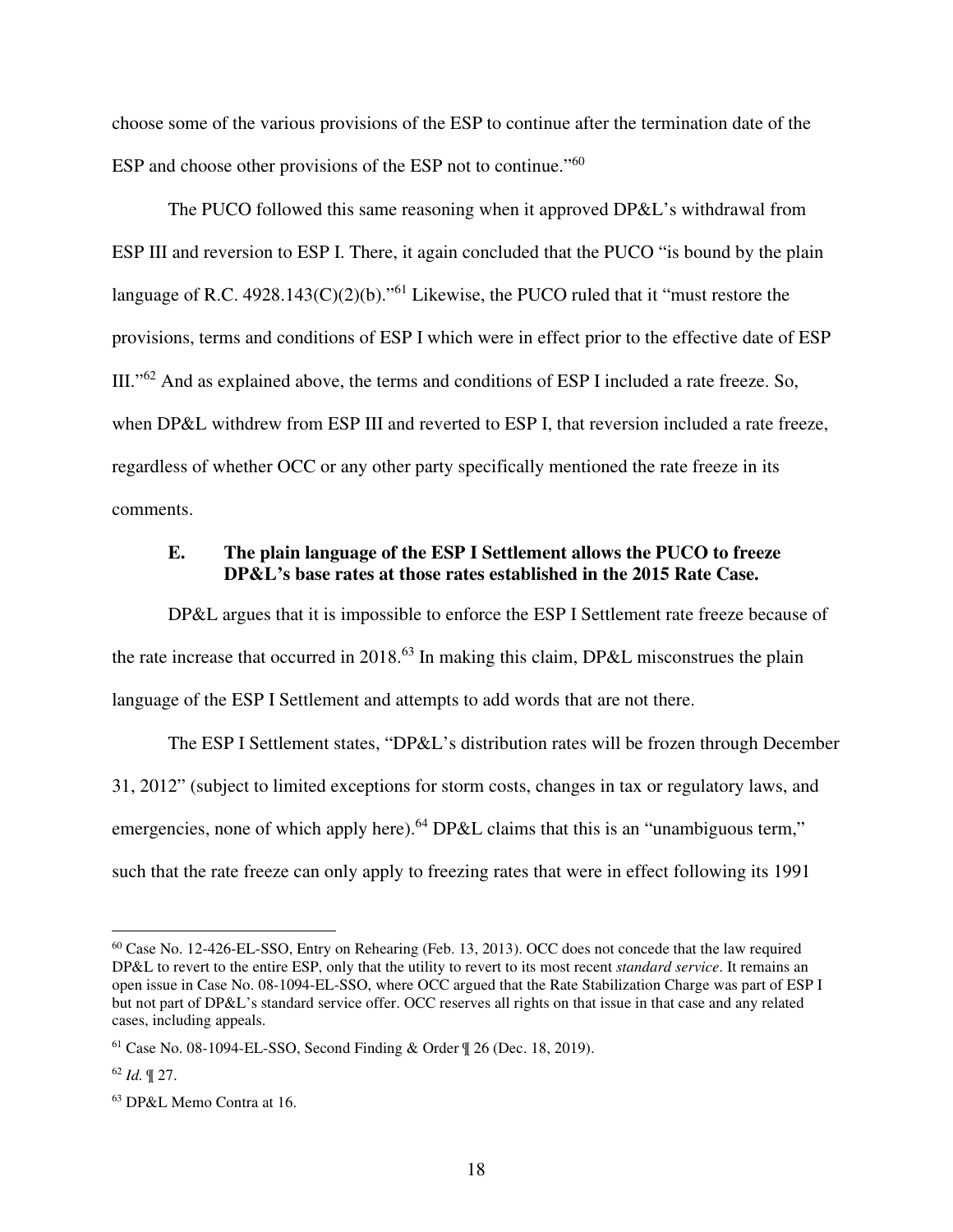choose some of the various provisions of the ESP to continue after the termination date of the ESP and choose other provisions of the ESP not to continue."[60]

The PUCO followed this same reasoning when it approved DP&L's withdrawal from ESP III and reversion to ESP I. There, it again concluded that the PUCO "is bound by the plain language of R.C. 4928.143(C)(2)(b)."[61] Likewise, the PUCO ruled that it "must restore the provisions, terms and conditions of ESP I which were in effect prior to the effective date of ESP III."[62] And as explained above, the terms and conditions of ESP I included a rate freeze. So, when DP&L withdrew from ESP III and reverted to ESP I, that reversion included a rate freeze, regardless of whether OCC or any other party specifically mentioned the rate freeze in its comments.

### E. The plain language of the ESP I Settlement allows the PUCO to freeze DP&L's base rates at those rates established in the 2015 Rate Case.

DP&L argues that it is impossible to enforce the ESP I Settlement rate freeze because of the rate increase that occurred in 2018.[63] In making this claim, DP&L misconstrues the plain language of the ESP I Settlement and attempts to add words that are not there.

The ESP I Settlement states, "DP&L's distribution rates will be frozen through December 31, 2012" (subject to limited exceptions for storm costs, changes in tax or regulatory laws, and emergencies, none of which apply here).[64] DP&L claims that this is an "unambiguous term," such that the rate freeze can only apply to freezing rates that were in effect following its 1991

---

[60] Case No. 12-426-EL-SSO, Entry on Rehearing (Feb. 13, 2013). OCC does not concede that the law required DP&L to revert to the entire ESP, only that the utility to revert to its most recent *standard service*. It remains an open issue in Case No. 08-1094-EL-SSO, where OCC argued that the Rate Stabilization Charge was part of ESP I but not part of DP&L's standard service offer. OCC reserves all rights on that issue in that case and any related cases, including appeals.

[61] Case No. 08-1094-EL-SSO, Second Finding & Order ¶ 26 (Dec. 18, 2019).

[62] *Id.* ¶ 27.

[63] DP&L Memo Contra at 16.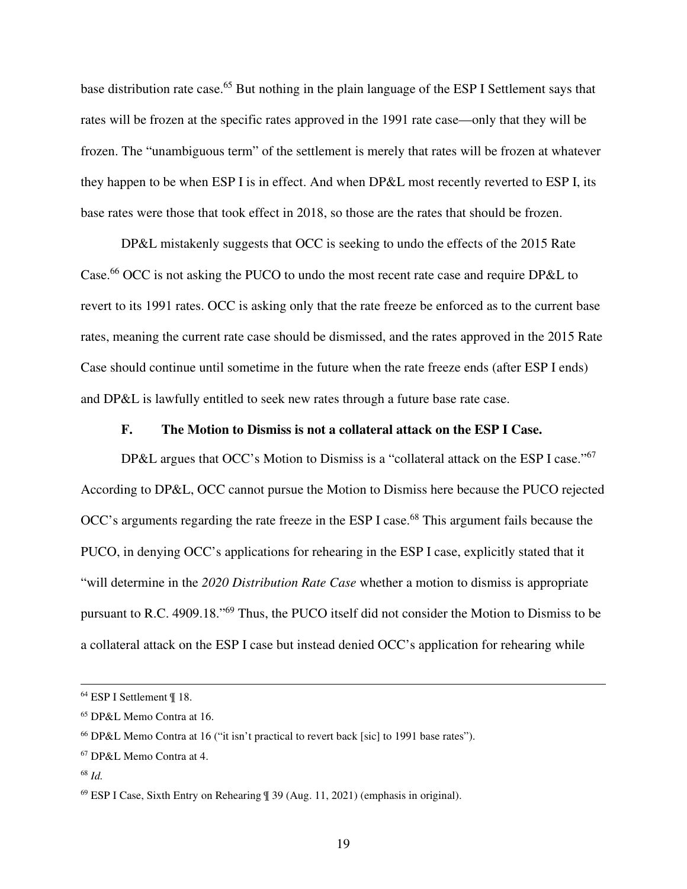base distribution rate case.[65] But nothing in the plain language of the ESP I Settlement says that rates will be frozen at the specific rates approved in the 1991 rate case—only that they will be frozen. The "unambiguous term" of the settlement is merely that rates will be frozen at whatever they happen to be when ESP I is in effect. And when DP&L most recently reverted to ESP I, its base rates were those that took effect in 2018, so those are the rates that should be frozen.

DP&L mistakenly suggests that OCC is seeking to undo the effects of the 2015 Rate Case.[66] OCC is not asking the PUCO to undo the most recent rate case and require DP&L to revert to its 1991 rates. OCC is asking only that the rate freeze be enforced as to the current base rates, meaning the current rate case should be dismissed, and the rates approved in the 2015 Rate Case should continue until sometime in the future when the rate freeze ends (after ESP I ends) and DP&L is lawfully entitled to seek new rates through a future base rate case.

### F. The Motion to Dismiss is not a collateral attack on the ESP I Case.

DP&L argues that OCC's Motion to Dismiss is a "collateral attack on the ESP I case."[67] According to DP&L, OCC cannot pursue the Motion to Dismiss here because the PUCO rejected OCC's arguments regarding the rate freeze in the ESP I case.[68] This argument fails because the PUCO, in denying OCC's applications for rehearing in the ESP I case, explicitly stated that it "will determine in the *2020 Distribution Rate Case* whether a motion to dismiss is appropriate pursuant to R.C. 4909.18."[69] Thus, the PUCO itself did not consider the Motion to Dismiss to be a collateral attack on the ESP I case but instead denied OCC's application for rehearing while

---

[64] ESP I Settlement ¶ 18.

[65] DP&L Memo Contra at 16.

[66] DP&L Memo Contra at 16 ("it isn't practical to revert back [sic] to 1991 base rates").

[67] DP&L Memo Contra at 4.

[68] *Id.*

[69] ESP I Case, Sixth Entry on Rehearing ¶ 39 (Aug. 11, 2021) (emphasis in original).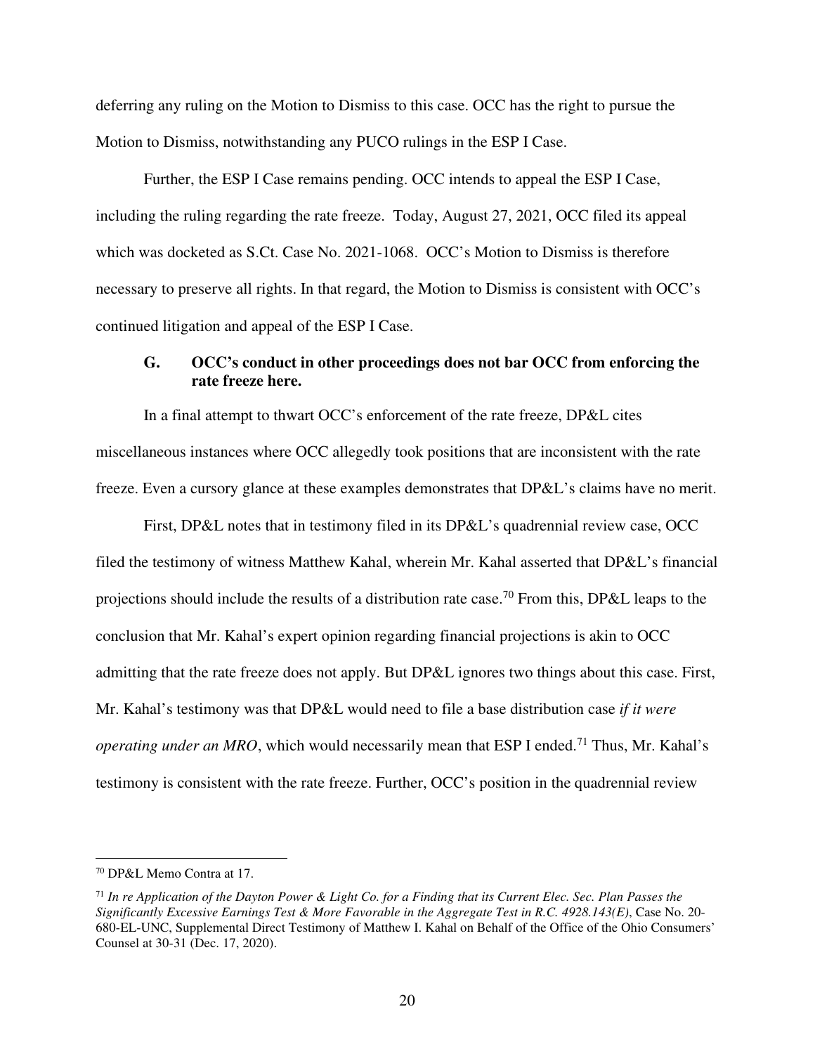deferring any ruling on the Motion to Dismiss to this case. OCC has the right to pursue the Motion to Dismiss, notwithstanding any PUCO rulings in the ESP I Case.

Further, the ESP I Case remains pending. OCC intends to appeal the ESP I Case, including the ruling regarding the rate freeze. Today, August 27, 2021, OCC filed its appeal which was docketed as S.Ct. Case No. 2021-1068. OCC's Motion to Dismiss is therefore necessary to preserve all rights. In that regard, the Motion to Dismiss is consistent with OCC's continued litigation and appeal of the ESP I Case.

### G. OCC's conduct in other proceedings does not bar OCC from enforcing the rate freeze here.

In a final attempt to thwart OCC's enforcement of the rate freeze, DP&L cites miscellaneous instances where OCC allegedly took positions that are inconsistent with the rate freeze. Even a cursory glance at these examples demonstrates that DP&L's claims have no merit.

First, DP&L notes that in testimony filed in its DP&L's quadrennial review case, OCC filed the testimony of witness Matthew Kahal, wherein Mr. Kahal asserted that DP&L's financial projections should include the results of a distribution rate case.[70] From this, DP&L leaps to the conclusion that Mr. Kahal's expert opinion regarding financial projections is akin to OCC admitting that the rate freeze does not apply. But DP&L ignores two things about this case. First, Mr. Kahal's testimony was that DP&L would need to file a base distribution case *if it were operating under an MRO*, which would necessarily mean that ESP I ended.[71] Thus, Mr. Kahal's testimony is consistent with the rate freeze. Further, OCC's position in the quadrennial review

---

[70] DP&L Memo Contra at 17.

[71] *In re Application of the Dayton Power & Light Co. for a Finding that its Current Elec. Sec. Plan Passes the Significantly Excessive Earnings Test & More Favorable in the Aggregate Test in R.C. 4928.143(E)*, Case No. 20-680-EL-UNC, Supplemental Direct Testimony of Matthew I. Kahal on Behalf of the Office of the Ohio Consumers' Counsel at 30-31 (Dec. 17, 2020).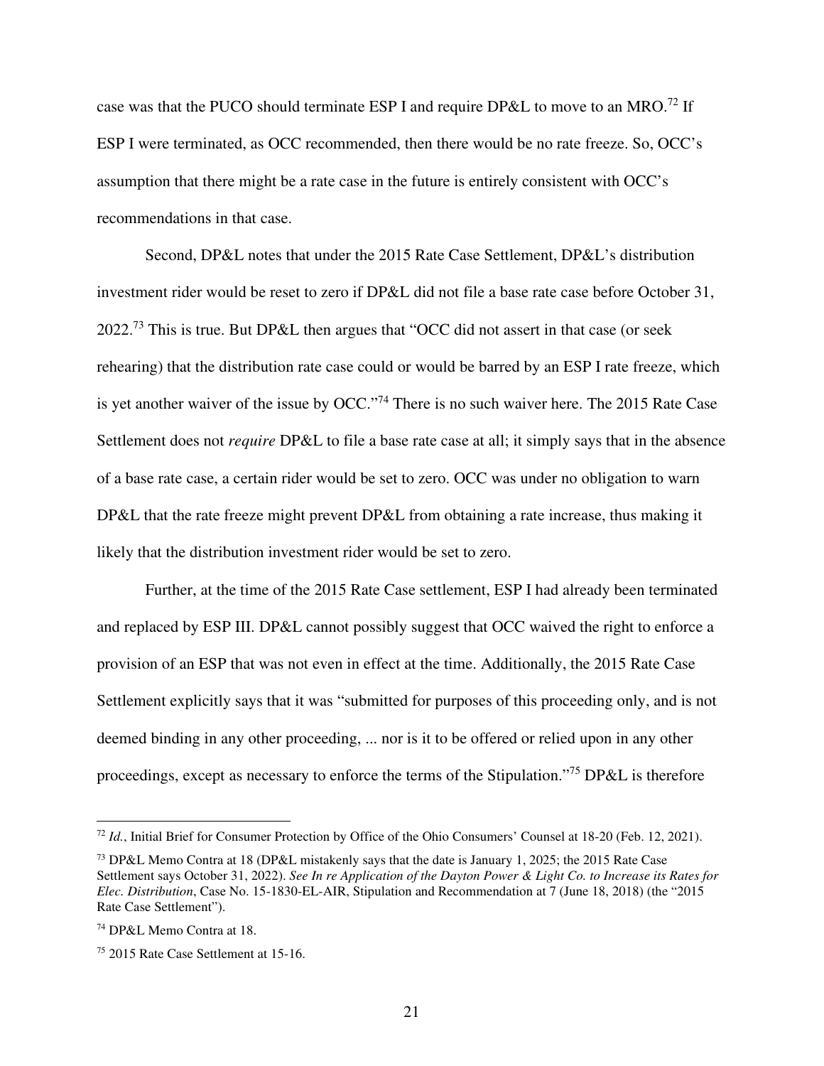case was that the PUCO should terminate ESP I and require DP&L to move to an MRO.[72] If ESP I were terminated, as OCC recommended, then there would be no rate freeze. So, OCC's assumption that there might be a rate case in the future is entirely consistent with OCC's recommendations in that case.

Second, DP&L notes that under the 2015 Rate Case Settlement, DP&L's distribution investment rider would be reset to zero if DP&L did not file a base rate case before October 31, 2022.[73] This is true. But DP&L then argues that "OCC did not assert in that case (or seek rehearing) that the distribution rate case could or would be barred by an ESP I rate freeze, which is yet another waiver of the issue by OCC."[74] There is no such waiver here. The 2015 Rate Case Settlement does not *require* DP&L to file a base rate case at all; it simply says that in the absence of a base rate case, a certain rider would be set to zero. OCC was under no obligation to warn DP&L that the rate freeze might prevent DP&L from obtaining a rate increase, thus making it likely that the distribution investment rider would be set to zero.

Further, at the time of the 2015 Rate Case settlement, ESP I had already been terminated and replaced by ESP III. DP&L cannot possibly suggest that OCC waived the right to enforce a provision of an ESP that was not even in effect at the time. Additionally, the 2015 Rate Case Settlement explicitly says that it was "submitted for purposes of this proceeding only, and is not deemed binding in any other proceeding, ... nor is it to be offered or relied upon in any other proceedings, except as necessary to enforce the terms of the Stipulation."[75] DP&L is therefore

---

[72] *Id.*, Initial Brief for Consumer Protection by Office of the Ohio Consumers' Counsel at 18-20 (Feb. 12, 2021).

[73] DP&L Memo Contra at 18 (DP&L mistakenly says that the date is January 1, 2025; the 2015 Rate Case Settlement says October 31, 2022). *See In re Application of the Dayton Power & Light Co. to Increase its Rates for Elec. Distribution*, Case No. 15-1830-EL-AIR, Stipulation and Recommendation at 7 (June 18, 2018) (the "2015 Rate Case Settlement").

[74] DP&L Memo Contra at 18.

[75] 2015 Rate Case Settlement at 15-16.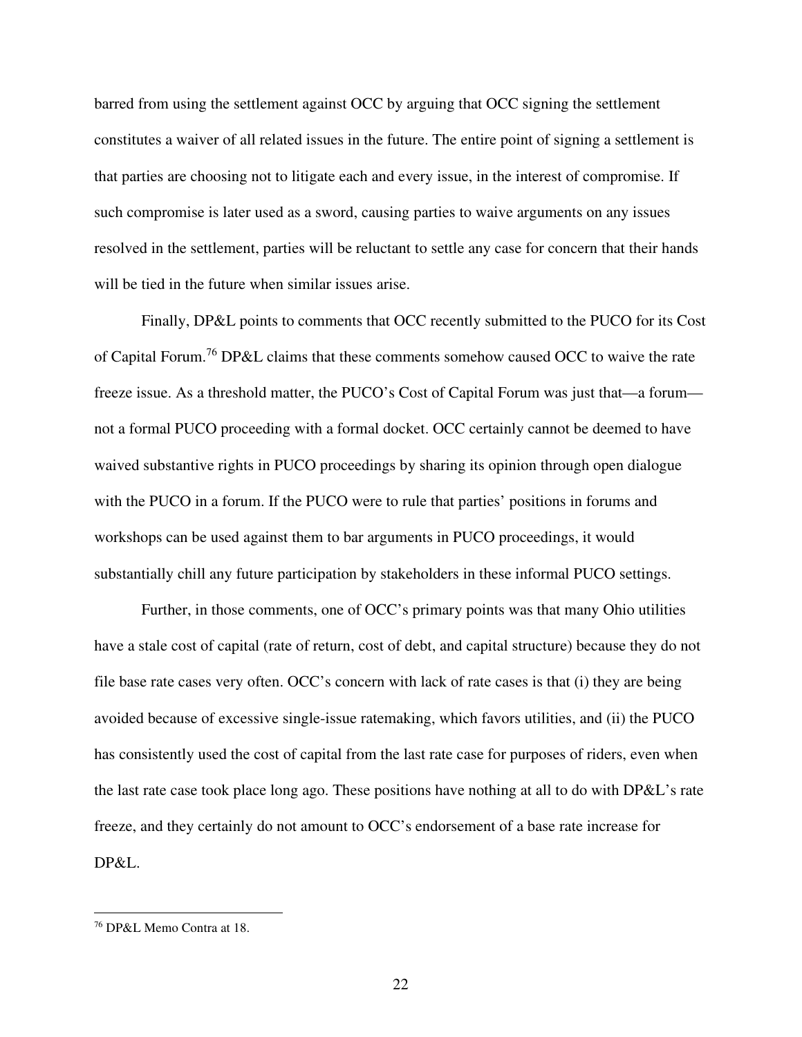barred from using the settlement against OCC by arguing that OCC signing the settlement constitutes a waiver of all related issues in the future. The entire point of signing a settlement is that parties are choosing not to litigate each and every issue, in the interest of compromise. If such compromise is later used as a sword, causing parties to waive arguments on any issues resolved in the settlement, parties will be reluctant to settle any case for concern that their hands will be tied in the future when similar issues arise.

Finally, DP&L points to comments that OCC recently submitted to the PUCO for its Cost of Capital Forum.[76] DP&L claims that these comments somehow caused OCC to waive the rate freeze issue. As a threshold matter, the PUCO's Cost of Capital Forum was just that—a forum—not a formal PUCO proceeding with a formal docket. OCC certainly cannot be deemed to have waived substantive rights in PUCO proceedings by sharing its opinion through open dialogue with the PUCO in a forum. If the PUCO were to rule that parties' positions in forums and workshops can be used against them to bar arguments in PUCO proceedings, it would substantially chill any future participation by stakeholders in these informal PUCO settings.

Further, in those comments, one of OCC's primary points was that many Ohio utilities have a stale cost of capital (rate of return, cost of debt, and capital structure) because they do not file base rate cases very often. OCC's concern with lack of rate cases is that (i) they are being avoided because of excessive single-issue ratemaking, which favors utilities, and (ii) the PUCO has consistently used the cost of capital from the last rate case for purposes of riders, even when the last rate case took place long ago. These positions have nothing at all to do with DP&L's rate freeze, and they certainly do not amount to OCC's endorsement of a base rate increase for DP&L.

---

[76] DP&L Memo Contra at 18.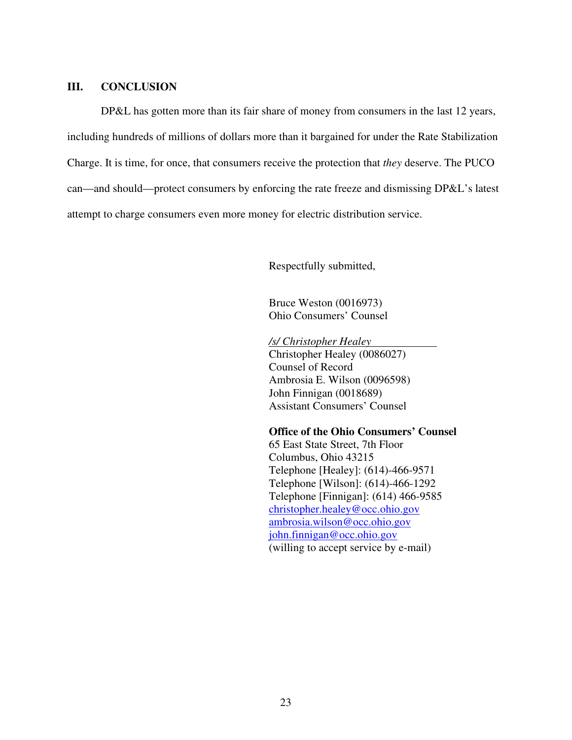## III. CONCLUSION

DP&L has gotten more than its fair share of money from consumers in the last 12 years, including hundreds of millions of dollars more than it bargained for under the Rate Stabilization Charge. It is time, for once, that consumers receive the protection that *they* deserve. The PUCO can—and should—protect consumers by enforcing the rate freeze and dismissing DP&L's latest attempt to charge consumers even more money for electric distribution service.

Respectfully submitted,

Bruce Weston (0016973)
Ohio Consumers' Counsel

*/s/ Christopher Healey*
Christopher Healey (0086027)
Counsel of Record
Ambrosia E. Wilson (0096598)
John Finnigan (0018689)
Assistant Consumers' Counsel

**Office of the Ohio Consumers' Counsel**
65 East State Street, 7th Floor
Columbus, Ohio 43215
Telephone [Healey]: (614)-466-9571
Telephone [Wilson]: (614)-466-1292
Telephone [Finnigan]: (614) 466-9585
christopher.healey@occ.ohio.gov
ambrosia.wilson@occ.ohio.gov
john.finnigan@occ.ohio.gov
(willing to accept service by e-mail)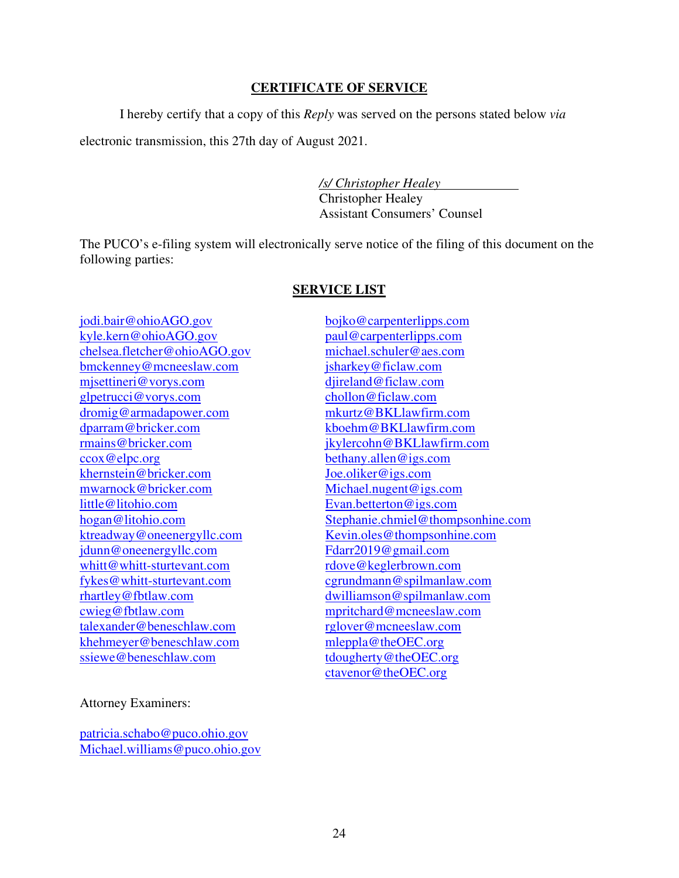## CERTIFICATE OF SERVICE

I hereby certify that a copy of this *Reply* was served on the persons stated below *via* electronic transmission, this 27th day of August 2021.

*/s/ Christopher Healey*
Christopher Healey
Assistant Consumers' Counsel

The PUCO's e-filing system will electronically serve notice of the filing of this document on the following parties:

## SERVICE LIST

jodi.bair@ohioAGO.gov
kyle.kern@ohioAGO.gov
chelsea.fletcher@ohioAGO.gov
bmckenney@mcneeslaw.com
mjsettineri@vorys.com
glpetrucci@vorys.com
dromig@armadapower.com
dparram@bricker.com
rmains@bricker.com
ccox@elpc.org
khernstein@bricker.com
mwarnock@bricker.com
little@litohio.com
hogan@litohio.com
ktreadway@oneenergyllc.com
jdunn@oneenergyllc.com
whitt@whitt-sturtevant.com
fykes@whitt-sturtevant.com
rhartley@fbtlaw.com
cwieg@fbtlaw.com
talexander@beneschlaw.com
khehmeyer@beneschlaw.com
ssiewe@beneschlaw.com

bojko@carpenterlipps.com
paul@carpenterlipps.com
michael.schuler@aes.com
jsharkey@ficlaw.com
djireland@ficlaw.com
chollon@ficlaw.com
mkurtz@BKLlawfirm.com
kboehm@BKLlawfirm.com
jkylercohn@BKLlawfirm.com
bethany.allen@igs.com
Joe.oliker@igs.com
Michael.nugent@igs.com
Evan.betterton@igs.com
Stephanie.chmiel@thompsonhine.com
Kevin.oles@thompsonhine.com
Fdarr2019@gmail.com
rdove@keglerbrown.com
cgrundmann@spilmanlaw.com
dwilliamson@spilmanlaw.com
mpritchard@mcneeslaw.com
rglover@mcneeslaw.com
mleppla@theOEC.org
tdougherty@theOEC.org
ctavenor@theOEC.org

Attorney Examiners:

patricia.schabo@puco.ohio.gov
Michael.williams@puco.ohio.gov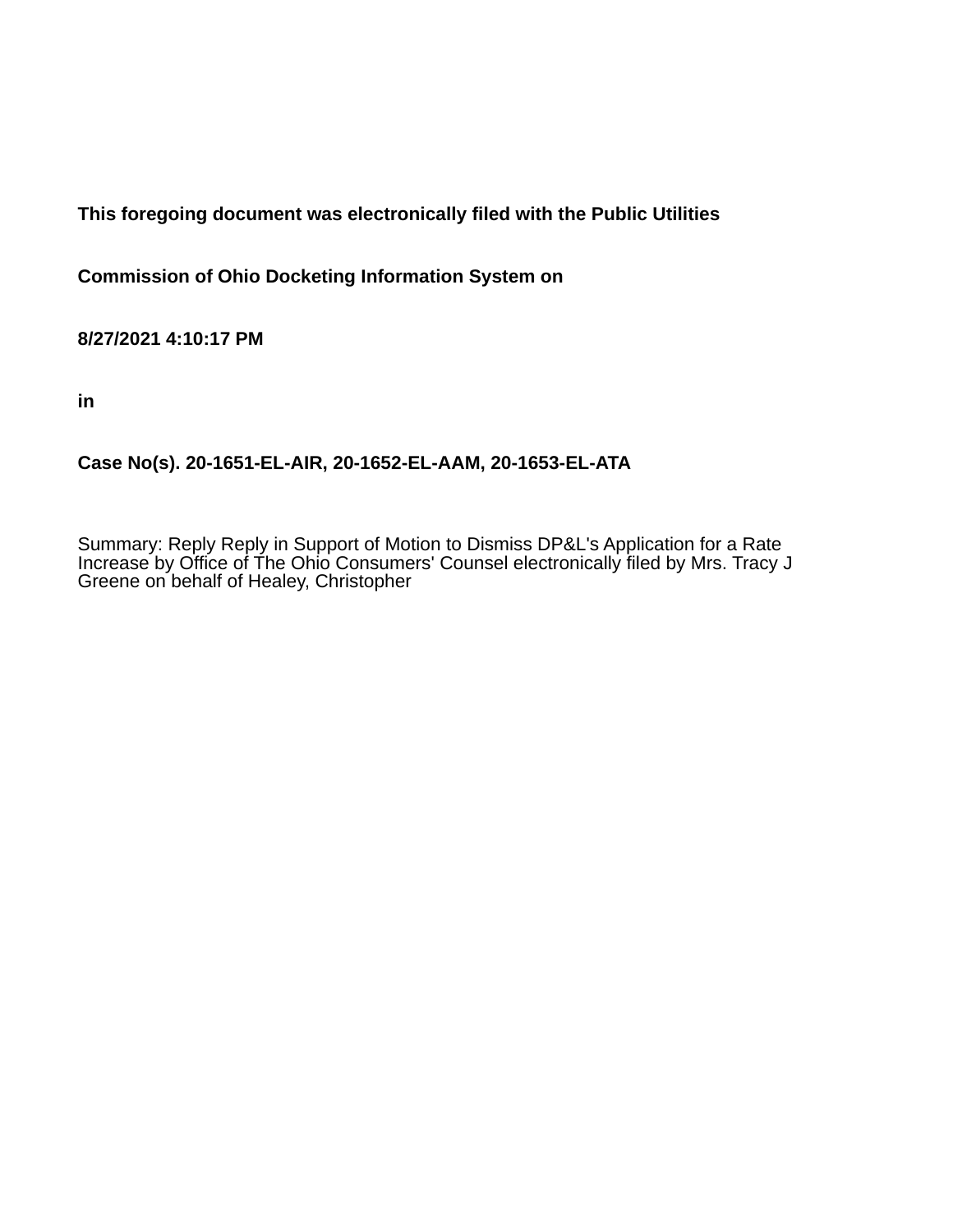**This foregoing document was electronically filed with the Public Utilities**

**Commission of Ohio Docketing Information System on**

**8/27/2021 4:10:17 PM**

**in**

**Case No(s). 20-1651-EL-AIR, 20-1652-EL-AAM, 20-1653-EL-ATA**

Summary: Reply Reply in Support of Motion to Dismiss DP&L's Application for a Rate Increase by Office of The Ohio Consumers' Counsel electronically filed by Mrs. Tracy J Greene on behalf of Healey, Christopher